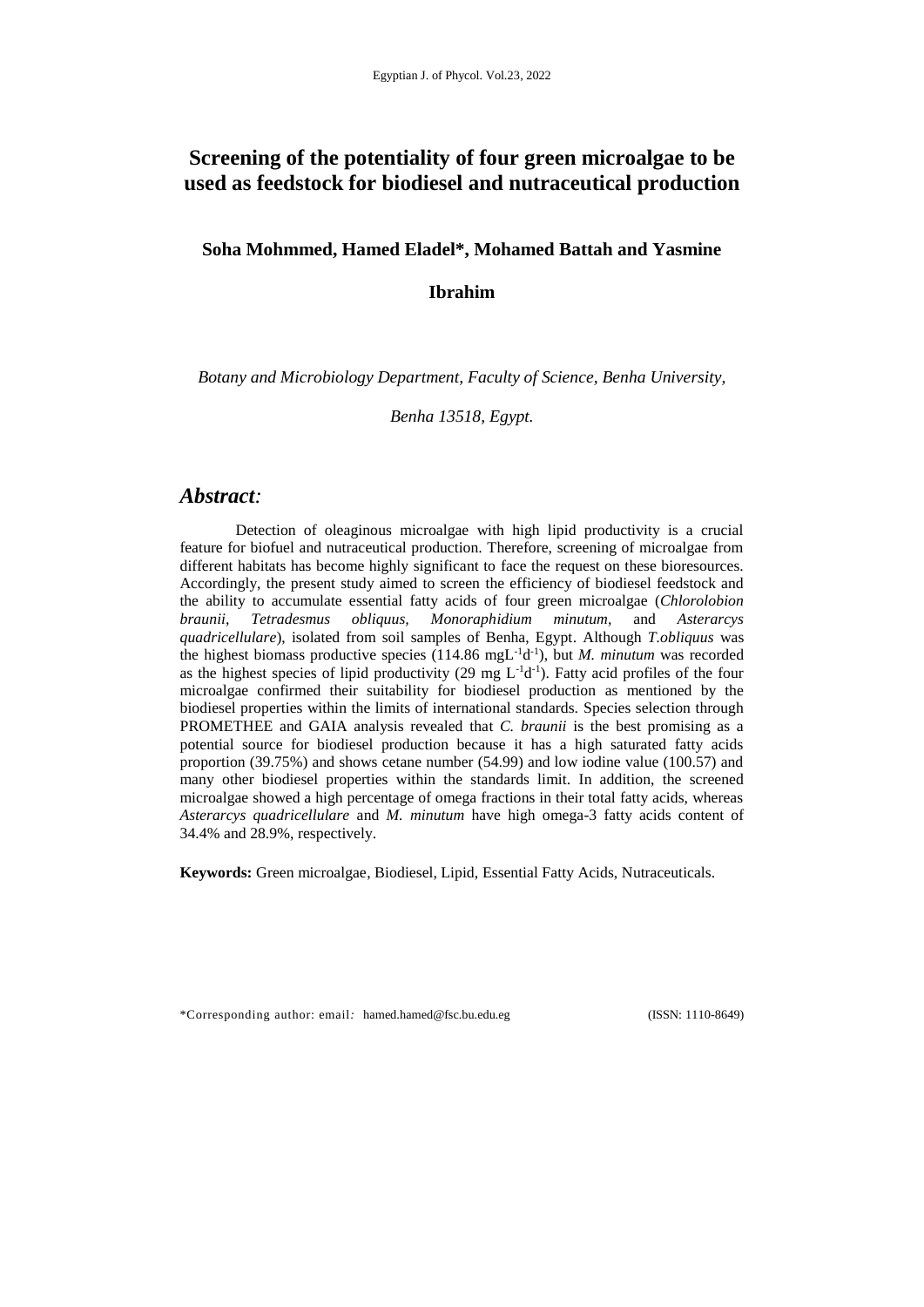# Screening of the potentiality of four green microalgae to be used as feedstock for biodiesel and nutraceutical production

**Soha Mohmmed, Hamed Eladel\*, Mohamed Battah and Yasmine Ibrahim**

*Botany and Microbiology Department, Faculty of Science, Benha University, Benha 13518, Egypt.*

## *Abstract:*

Detection of oleaginous microalgae with high lipid productivity is a crucial feature for biofuel and nutraceutical production. Therefore, screening of microalgae from different habitats has become highly significant to face the request on these bioresources. Accordingly, the present study aimed to screen the efficiency of biodiesel feedstock and the ability to accumulate essential fatty acids of four green microalgae (*Chlorolobion braunii, Tetradesmus obliquus, Monoraphidium minutum,* and *Asterarcys quadricellulare*), isolated from soil samples of Benha, Egypt. Although *T.obliquus* was the highest biomass productive species (114.86 $mgL^{-1}d^{-1}$), but *M. minutum* was recorded as the highest species of lipid productivity (29 mg $L^{-1}d^{-1}$). Fatty acid profiles of the four microalgae confirmed their suitability for biodiesel production as mentioned by the biodiesel properties within the limits of international standards. Species selection through PROMETHEE and GAIA analysis revealed that *C. braunii* is the best promising as a potential source for biodiesel production because it has a high saturated fatty acids proportion (39.75%) and shows cetane number (54.99) and low iodine value (100.57) and many other biodiesel properties within the standards limit. In addition, the screened microalgae showed a high percentage of omega fractions in their total fatty acids, whereas *Asterarcys quadricellulare* and *M. minutum* have high omega-3 fatty acids content of 34.4% and 28.9%, respectively.

**Keywords:** Green microalgae, Biodiesel, Lipid, Essential Fatty Acids, Nutraceuticals.

\*Corresponding author: email: hamed.hamed@fsc.bu.edu.eg (ISSN: 1110-8649)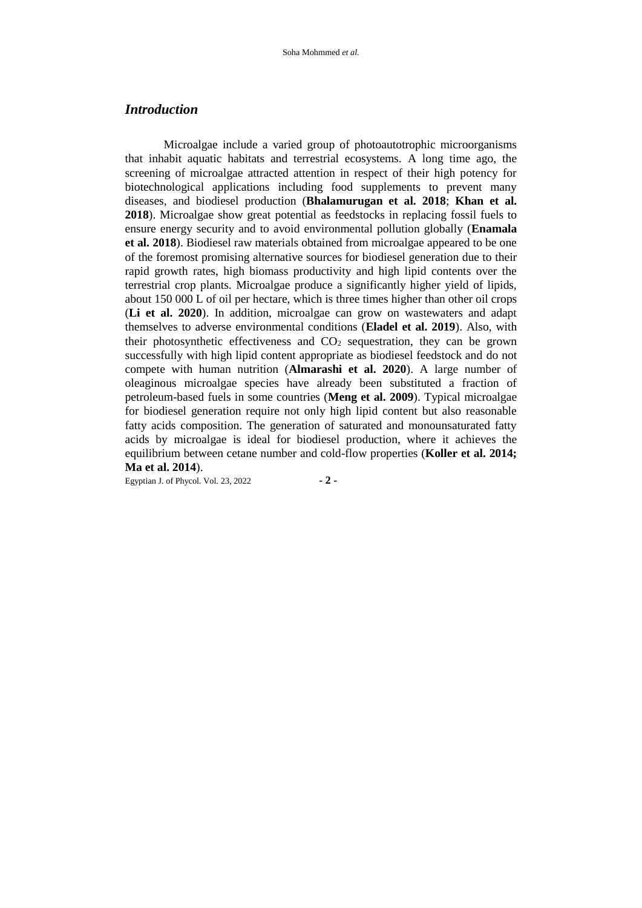## *Introduction*

Microalgae include a varied group of photoautotrophic microorganisms that inhabit aquatic habitats and terrestrial ecosystems. A long time ago, the screening of microalgae attracted attention in respect of their high potency for biotechnological applications including food supplements to prevent many diseases, and biodiesel production (**Bhalamurugan et al. 2018**; **Khan et al. 2018**). Microalgae show great potential as feedstocks in replacing fossil fuels to ensure energy security and to avoid environmental pollution globally (**Enamala et al. 2018**). Biodiesel raw materials obtained from microalgae appeared to be one of the foremost promising alternative sources for biodiesel generation due to their rapid growth rates, high biomass productivity and high lipid contents over the terrestrial crop plants. Microalgae produce a significantly higher yield of lipids, about 150 000 L of oil per hectare, which is three times higher than other oil crops (**Li et al. 2020**). In addition, microalgae can grow on wastewaters and adapt themselves to adverse environmental conditions (**Eladel et al. 2019**). Also, with their photosynthetic effectiveness and $CO_2$ sequestration, they can be grown successfully with high lipid content appropriate as biodiesel feedstock and do not compete with human nutrition (**Almarashi et al. 2020**). A large number of oleaginous microalgae species have already been substituted a fraction of petroleum-based fuels in some countries (**Meng et al. 2009**). Typical microalgae for biodiesel generation require not only high lipid content but also reasonable fatty acids composition. The generation of saturated and monounsaturated fatty acids by microalgae is ideal for biodiesel production, where it achieves the equilibrium between cetane number and cold-flow properties (**Koller et al. 2014; Ma et al. 2014**).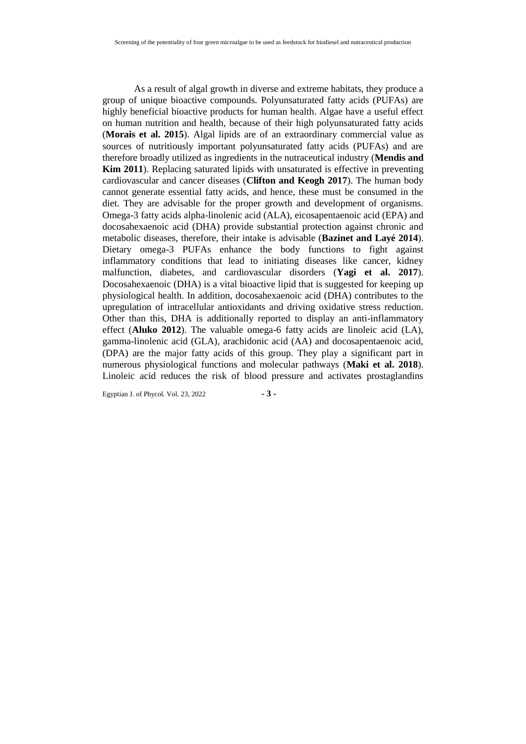As a result of algal growth in diverse and extreme habitats, they produce a group of unique bioactive compounds. Polyunsaturated fatty acids (PUFAs) are highly beneficial bioactive products for human health. Algae have a useful effect on human nutrition and health, because of their high polyunsaturated fatty acids (**Morais et al. 2015**). Algal lipids are of an extraordinary commercial value as sources of nutritiously important polyunsaturated fatty acids (PUFAs) and are therefore broadly utilized as ingredients in the nutraceutical industry (**Mendis and Kim 2011**). Replacing saturated lipids with unsaturated is effective in preventing cardiovascular and cancer diseases (**Clifton and Keogh 2017**). The human body cannot generate essential fatty acids, and hence, these must be consumed in the diet. They are advisable for the proper growth and development of organisms. Omega-3 fatty acids alpha-linolenic acid (ALA), eicosapentaenoic acid (EPA) and docosahexaenoic acid (DHA) provide substantial protection against chronic and metabolic diseases, therefore, their intake is advisable (**Bazinet and Layé 2014**). Dietary omega-3 PUFAs enhance the body functions to fight against inflammatory conditions that lead to initiating diseases like cancer, kidney malfunction, diabetes, and cardiovascular disorders (**Yagi et al. 2017**). Docosahexaenoic (DHA) is a vital bioactive lipid that is suggested for keeping up physiological health. In addition, docosahexaenoic acid (DHA) contributes to the upregulation of intracellular antioxidants and driving oxidative stress reduction. Other than this, DHA is additionally reported to display an anti-inflammatory effect (**Aluko 2012**). The valuable omega-6 fatty acids are linoleic acid (LA), gamma-linolenic acid (GLA), arachidonic acid (AA) and docosapentaenoic acid, (DPA) are the major fatty acids of this group. They play a significant part in numerous physiological functions and molecular pathways (**Maki et al. 2018**). Linoleic acid reduces the risk of blood pressure and activates prostaglandins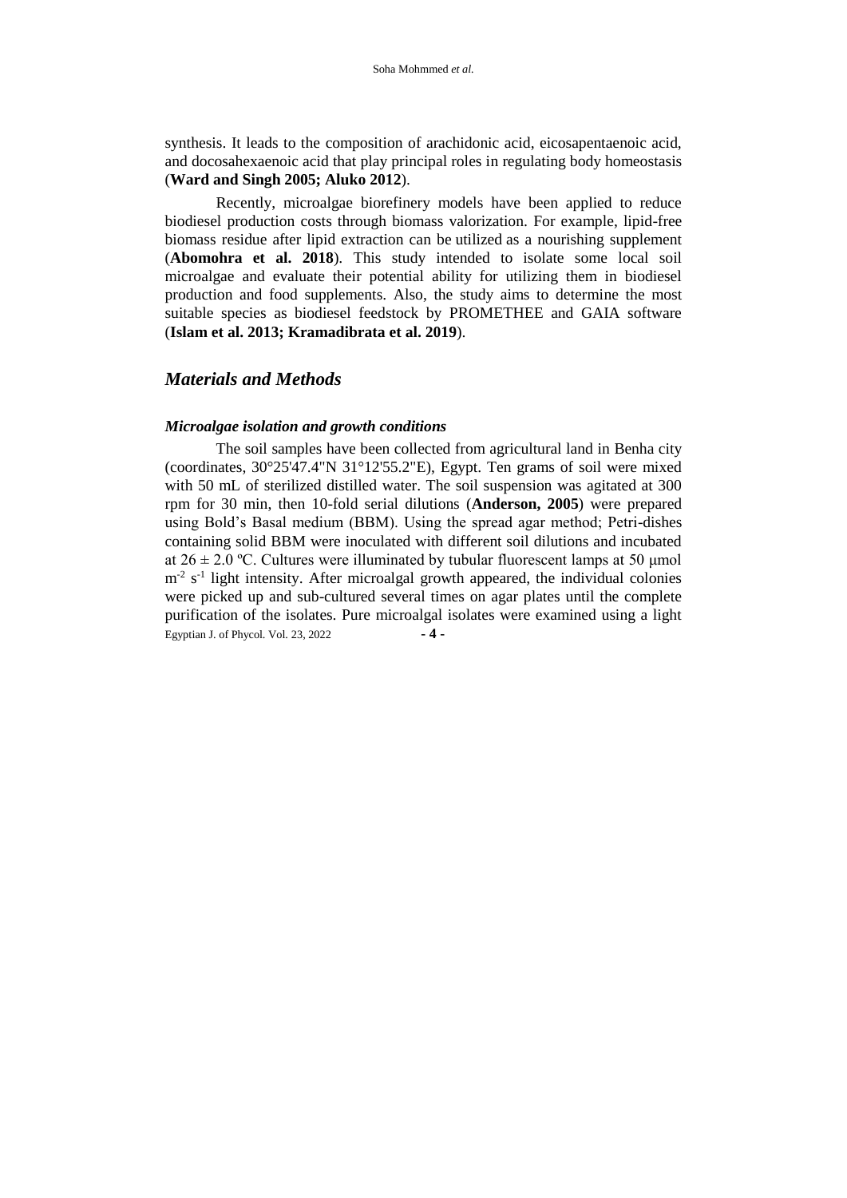synthesis. It leads to the composition of arachidonic acid, eicosapentaenoic acid, and docosahexaenoic acid that play principal roles in regulating body homeostasis (**Ward and Singh 2005; Aluko 2012**).

Recently, microalgae biorefinery models have been applied to reduce biodiesel production costs through biomass valorization. For example, lipid-free biomass residue after lipid extraction can be utilized as a nourishing supplement (**Abomohra et al. 2018**). This study intended to isolate some local soil microalgae and evaluate their potential ability for utilizing them in biodiesel production and food supplements. Also, the study aims to determine the most suitable species as biodiesel feedstock by PROMETHEE and GAIA software (**Islam et al. 2013; Kramadibrata et al. 2019**).

## *Materials and Methods*

### *Microalgae isolation and growth conditions*

The soil samples have been collected from agricultural land in Benha city (coordinates, 30°25'47.4"N 31°12'55.2"E), Egypt. Ten grams of soil were mixed with 50 mL of sterilized distilled water. The soil suspension was agitated at 300 rpm for 30 min, then 10-fold serial dilutions (**Anderson, 2005**) were prepared using Bold's Basal medium (BBM). Using the spread agar method; Petri-dishes containing solid BBM were inoculated with different soil dilutions and incubated at $26 \pm 2.0$ ºC. Cultures were illuminated by tubular fluorescent lamps at 50 μmol $m^{-2}$ $s^{-1}$ light intensity. After microalgal growth appeared, the individual colonies were picked up and sub-cultured several times on agar plates until the complete purification of the isolates. Pure microalgal isolates were examined using a light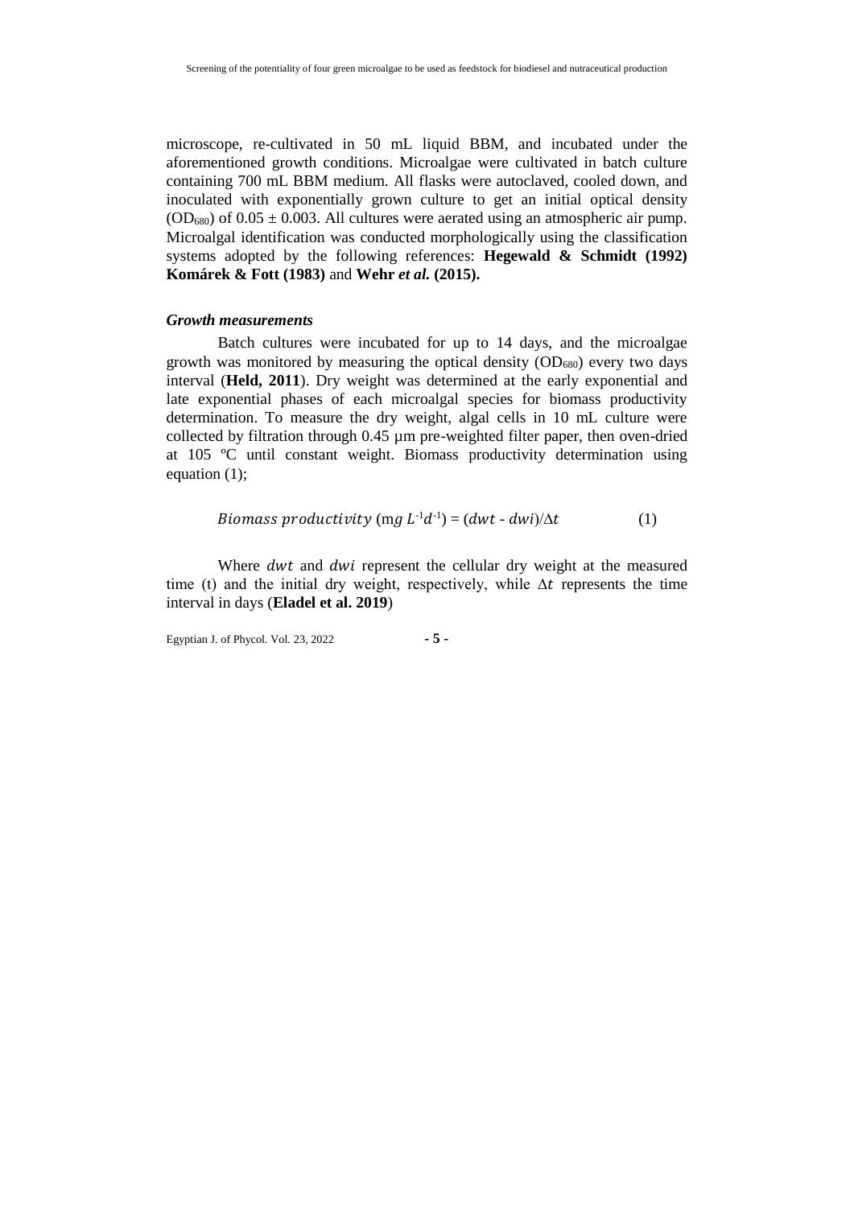microscope, re-cultivated in 50 mL liquid BBM, and incubated under the aforementioned growth conditions. Microalgae were cultivated in batch culture containing 700 mL BBM medium. All flasks were autoclaved, cooled down, and inoculated with exponentially grown culture to get an initial optical density ($OD_{680}$) of 0.05 ± 0.003. All cultures were aerated using an atmospheric air pump. Microalgal identification was conducted morphologically using the classification systems adopted by the following references: **Hegewald & Schmidt (1992) Komárek & Fott (1983)** and **Wehr *et al.* (2015).**

***Growth measurements***

Batch cultures were incubated for up to 14 days, and the microalgae growth was monitored by measuring the optical density ($OD_{680}$) every two days interval (**Held, 2011**). Dry weight was determined at the early exponential and late exponential phases of each microalgal species for biomass productivity determination. To measure the dry weight, algal cells in 10 mL culture were collected by filtration through 0.45 µm pre-weighted filter paper, then oven-dried at 105 ºC until constant weight. Biomass productivity determination using equation (1);

$$Biomass\ productivity\ (mg\ L^{-1}d^{-1}) = (dwt - dwi)/\Delta t \qquad (1)$$

Where $dwt$ and $dwi$ represent the cellular dry weight at the measured time (t) and the initial dry weight, respectively, while $\Delta t$ represents the time interval in days (**Eladel et al. 2019**)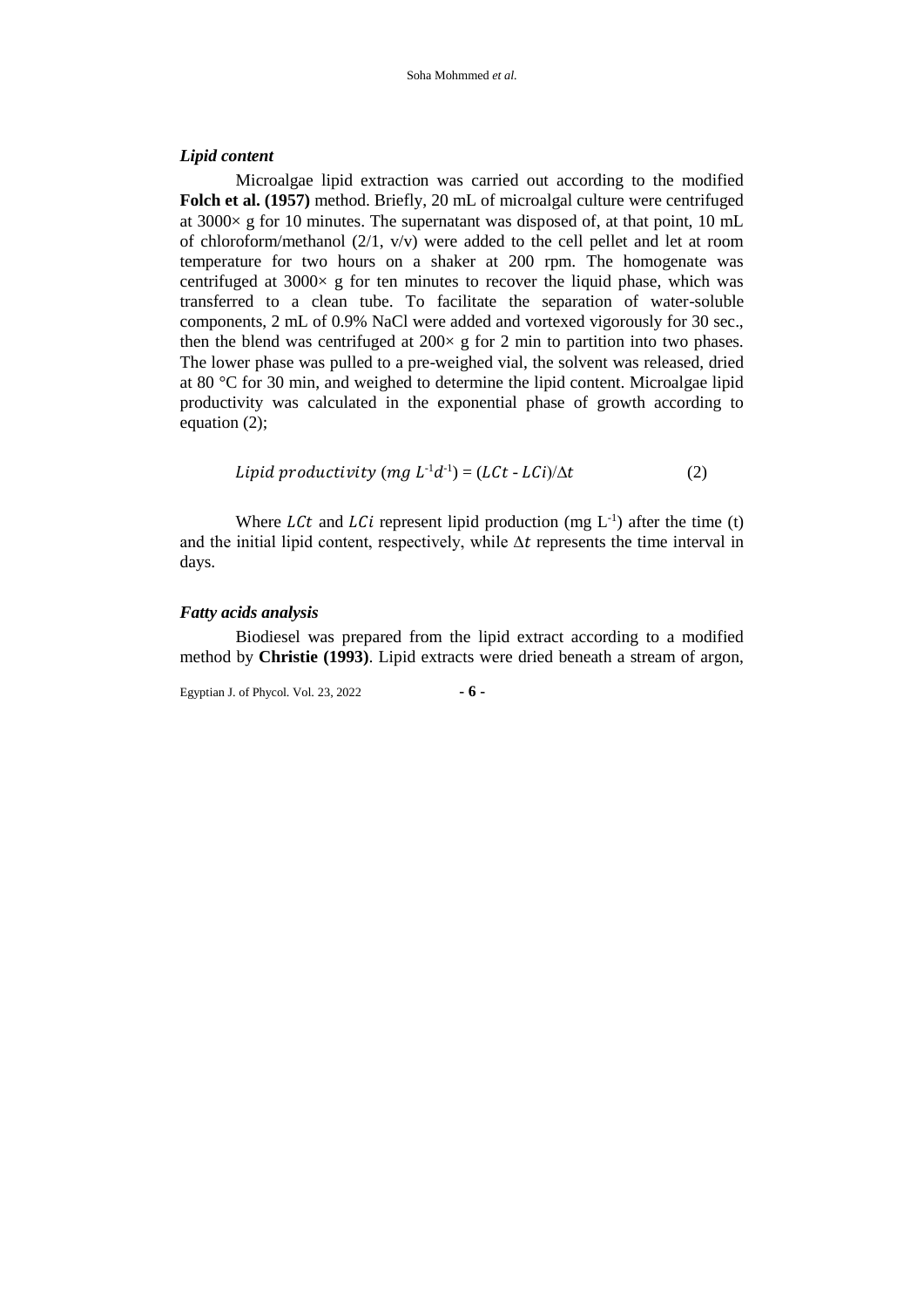### *Lipid content*

Microalgae lipid extraction was carried out according to the modified **Folch et al. (1957)** method. Briefly, 20 mL of microalgal culture were centrifuged at 3000× g for 10 minutes. The supernatant was disposed of, at that point, 10 mL of chloroform/methanol (2/1, v/v) were added to the cell pellet and let at room temperature for two hours on a shaker at 200 rpm. The homogenate was centrifuged at 3000× g for ten minutes to recover the liquid phase, which was transferred to a clean tube. To facilitate the separation of water-soluble components, 2 mL of 0.9% NaCl were added and vortexed vigorously for 30 sec., then the blend was centrifuged at 200× g for 2 min to partition into two phases. The lower phase was pulled to a pre-weighed vial, the solvent was released, dried at 80 °C for 30 min, and weighed to determine the lipid content. Microalgae lipid productivity was calculated in the exponential phase of growth according to equation (2);

$$Lipid\ productivity\ (mg\ L^{-1}d^{-1}) = (LCt - LCi)/\Delta t \qquad (2)$$

Where $LCt$ and $LCi$ represent lipid production (mg $L^{-1}$) after the time (t) and the initial lipid content, respectively, while $\Delta t$ represents the time interval in days.

### *Fatty acids analysis*

Biodiesel was prepared from the lipid extract according to a modified method by **Christie (1993)**. Lipid extracts were dried beneath a stream of argon,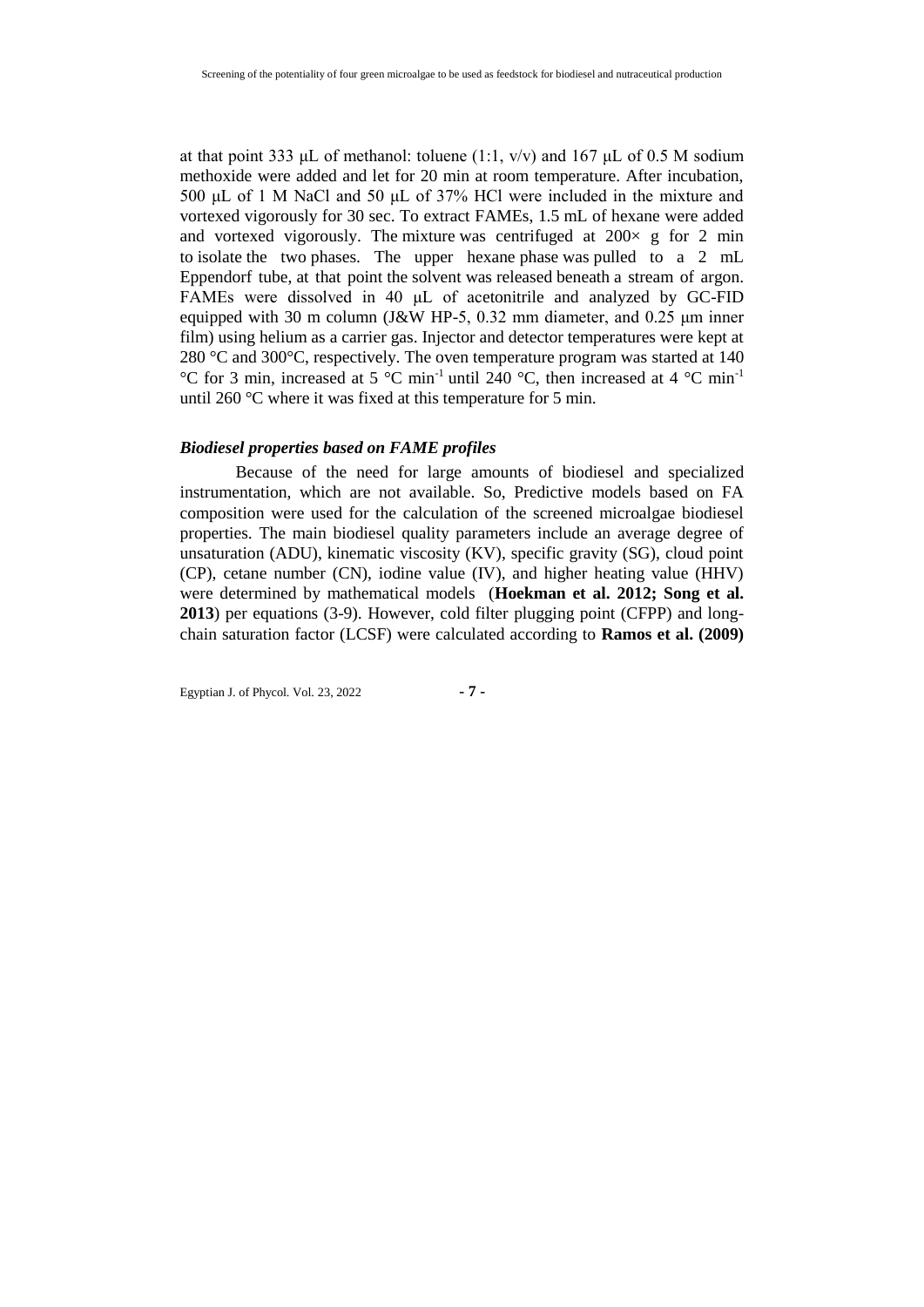at that point 333 μL of methanol: toluene (1:1, v/v) and 167 μL of 0.5 M sodium methoxide were added and let for 20 min at room temperature. After incubation, 500 μL of 1 M NaCl and 50 μL of 37% HCl were included in the mixture and vortexed vigorously for 30 sec. To extract FAMEs, 1.5 mL of hexane were added and vortexed vigorously. The mixture was centrifuged at 200× g for 2 min to isolate the two phases. The upper hexane phase was pulled to a 2 mL Eppendorf tube, at that point the solvent was released beneath a stream of argon. FAMEs were dissolved in 40 μL of acetonitrile and analyzed by GC-FID equipped with 30 m column (J&W HP-5, 0.32 mm diameter, and 0.25 μm inner film) using helium as a carrier gas. Injector and detector temperatures were kept at 280 °C and 300°C, respectively. The oven temperature program was started at 140 °C for 3 min, increased at 5 °C $min^{-1}$ until 240 °C, then increased at 4 °C $min^{-1}$ until 260 °C where it was fixed at this temperature for 5 min.

### *Biodiesel properties based on FAME profiles*

Because of the need for large amounts of biodiesel and specialized instrumentation, which are not available. So, Predictive models based on FA composition were used for the calculation of the screened microalgae biodiesel properties. The main biodiesel quality parameters include an average degree of unsaturation (ADU), kinematic viscosity (KV), specific gravity (SG), cloud point (CP), cetane number (CN), iodine value (IV), and higher heating value (HHV) were determined by mathematical models (**Hoekman et al. 2012; Song et al. 2013**) per equations (3-9). However, cold filter plugging point (CFPP) and long-chain saturation factor (LCSF) were calculated according to **Ramos et al. (2009)**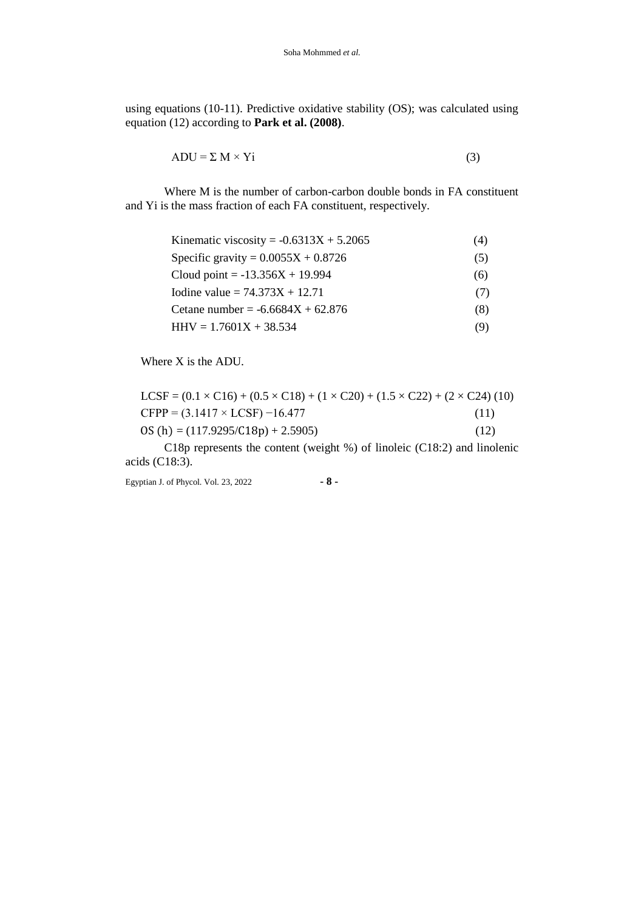using equations (10-11). Predictive oxidative stability (OS); was calculated using equation (12) according to **Park et al. (2008)**.

$$ADU = \Sigma\, M \times Yi \qquad (3)$$

Where M is the number of carbon-carbon double bonds in FA constituent and Yi is the mass fraction of each FA constituent, respectively.

$$\text{Kinematic viscosity} = -0.6313X + 5.2065 \qquad (4)$$

$$\text{Specific gravity} = 0.0055X + 0.8726 \qquad (5)$$

$$\text{Cloud point} = -13.356X + 19.994 \qquad (6)$$

$$\text{Iodine value} = 74.373X + 12.71 \qquad (7)$$

$$\text{Cetane number} = -6.6684X + 62.876 \qquad (8)$$

$$HHV = 1.7601X + 38.534 \qquad (9)$$

Where X is the ADU.

$$LCSF = (0.1 \times C16) + (0.5 \times C18) + (1 \times C20) + (1.5 \times C22) + (2 \times C24) \qquad (10)$$

$$CFPP = (3.1417 \times LCSF) - 16.477 \qquad (11)$$

$$OS\,(h) = (117.9295/C18p) + 2.5905) \qquad (12)$$

C18p represents the content (weight %) of linoleic (C18:2) and linolenic acids (C18:3).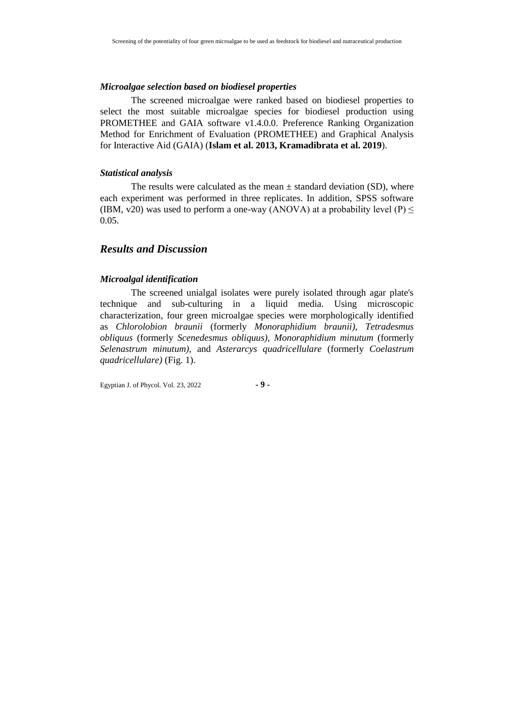### *Microalgae selection based on biodiesel properties*

The screened microalgae were ranked based on biodiesel properties to select the most suitable microalgae species for biodiesel production using PROMETHEE and GAIA software v1.4.0.0. Preference Ranking Organization Method for Enrichment of Evaluation (PROMETHEE) and Graphical Analysis for Interactive Aid (GAIA) (**Islam et al. 2013, Kramadibrata et al. 2019**).

### *Statistical analysis*

The results were calculated as the mean ± standard deviation (SD), where each experiment was performed in three replicates. In addition, SPSS software (IBM, v20) was used to perform a one-way (ANOVA) at a probability level $(P) \leq 0.05$.

## *Results and Discussion*

### *Microalgal identification*

The screened unialgal isolates were purely isolated through agar plate's technique and sub-culturing in a liquid media. Using microscopic characterization, four green microalgae species were morphologically identified as *Chlorolobion braunii* (formerly *Monoraphidium braunii), Tetradesmus obliquus* (formerly *Scenedesmus obliquus), Monoraphidium minutum* (formerly *Selenastrum minutum),* and *Asterarcys quadricellulare* (formerly *Coelastrum quadricellulare)* (Fig. 1).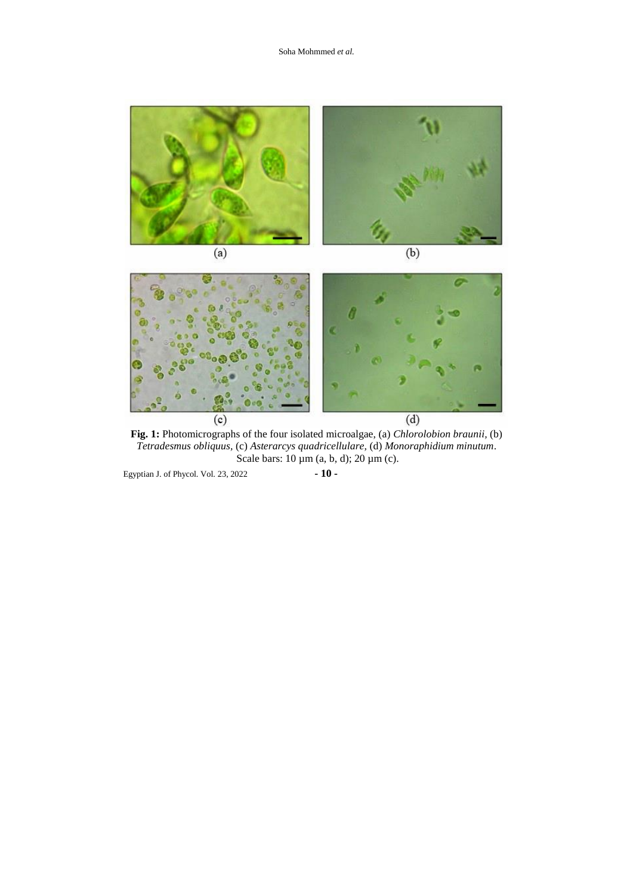**Fig. 1:** Photomicrographs of the four isolated microalgae, (a) *Chlorolobion braunii*, (b) *Tetradesmus obliquus*, (c) *Asterarcys quadricellulare*, (d) *Monoraphidium minutum*. Scale bars: 10 µm (a, b, d); 20 µm (c).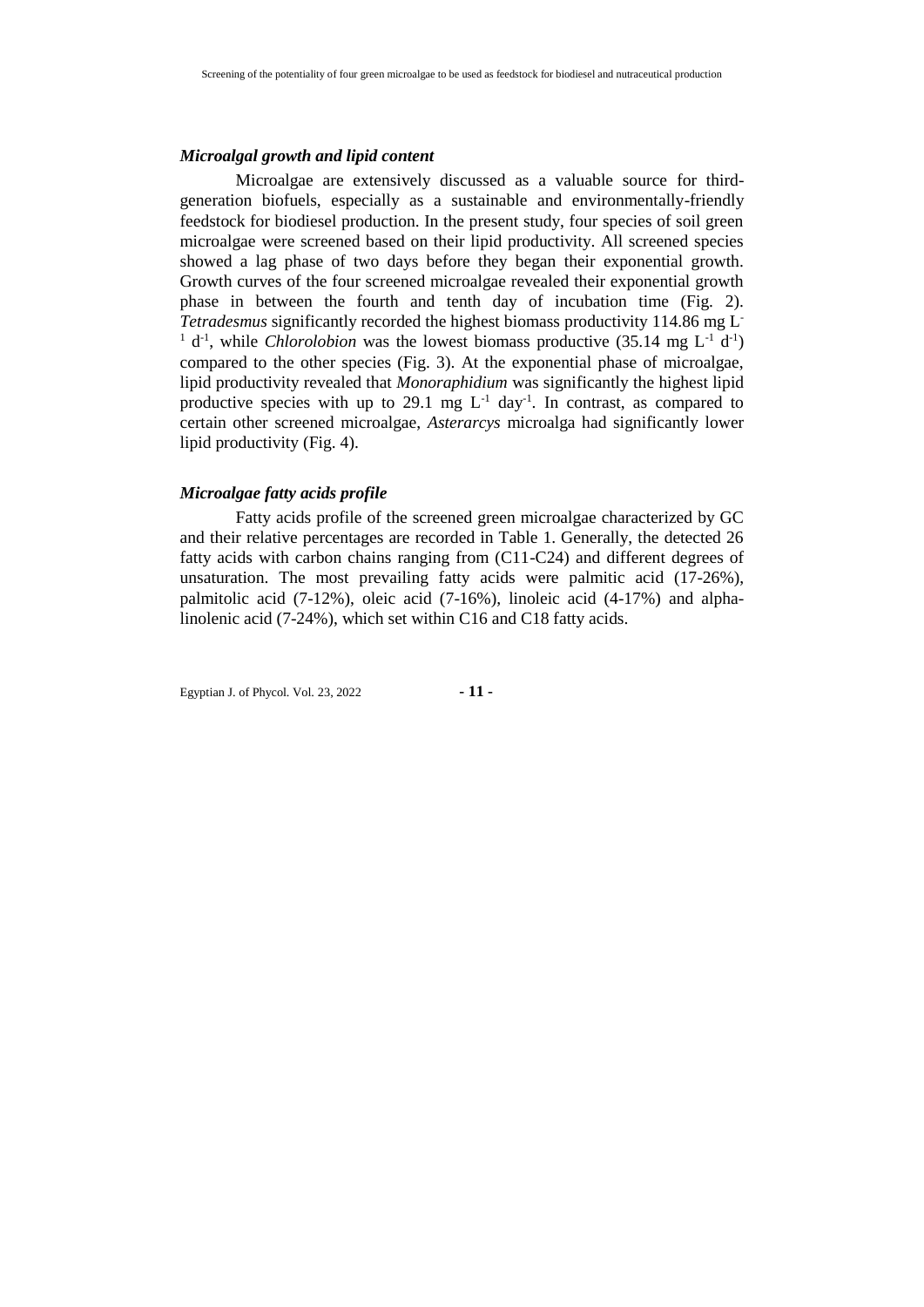### *Microalgal growth and lipid content*

Microalgae are extensively discussed as a valuable source for third-generation biofuels, especially as a sustainable and environmentally-friendly feedstock for biodiesel production. In the present study, four species of soil green microalgae were screened based on their lipid productivity. All screened species showed a lag phase of two days before they began their exponential growth. Growth curves of the four screened microalgae revealed their exponential growth phase in between the fourth and tenth day of incubation time (Fig. 2). *Tetradesmus* significantly recorded the highest biomass productivity 114.86 mg $L^{-1}$ $d^{-1}$, while *Chlorolobion* was the lowest biomass productive (35.14 mg $L^{-1}$ $d^{-1}$) compared to the other species (Fig. 3). At the exponential phase of microalgae, lipid productivity revealed that *Monoraphidium* was significantly the highest lipid productive species with up to 29.1 mg $L^{-1}$ $day^{-1}$. In contrast, as compared to certain other screened microalgae, *Asterarcys* microalga had significantly lower lipid productivity (Fig. 4).

### *Microalgae fatty acids profile*

Fatty acids profile of the screened green microalgae characterized by GC and their relative percentages are recorded in Table 1. Generally, the detected 26 fatty acids with carbon chains ranging from (C11-C24) and different degrees of unsaturation. The most prevailing fatty acids were palmitic acid (17-26%), palmitolic acid (7-12%), oleic acid (7-16%), linoleic acid (4-17%) and alpha-linolenic acid (7-24%), which set within C16 and C18 fatty acids.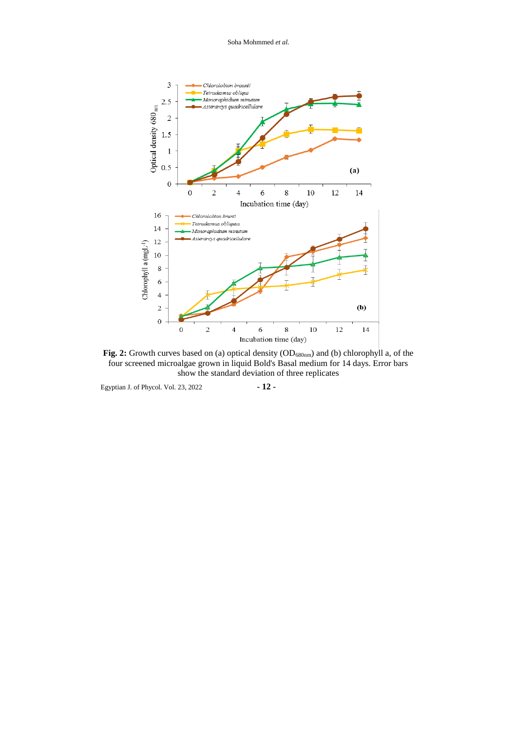**Fig. 2:** Growth curves based on (a) optical density ($OD_{680nm}$) and (b) chlorophyll a, of the four screened microalgae grown in liquid Bold's Basal medium for 14 days. Error bars show the standard deviation of three replicates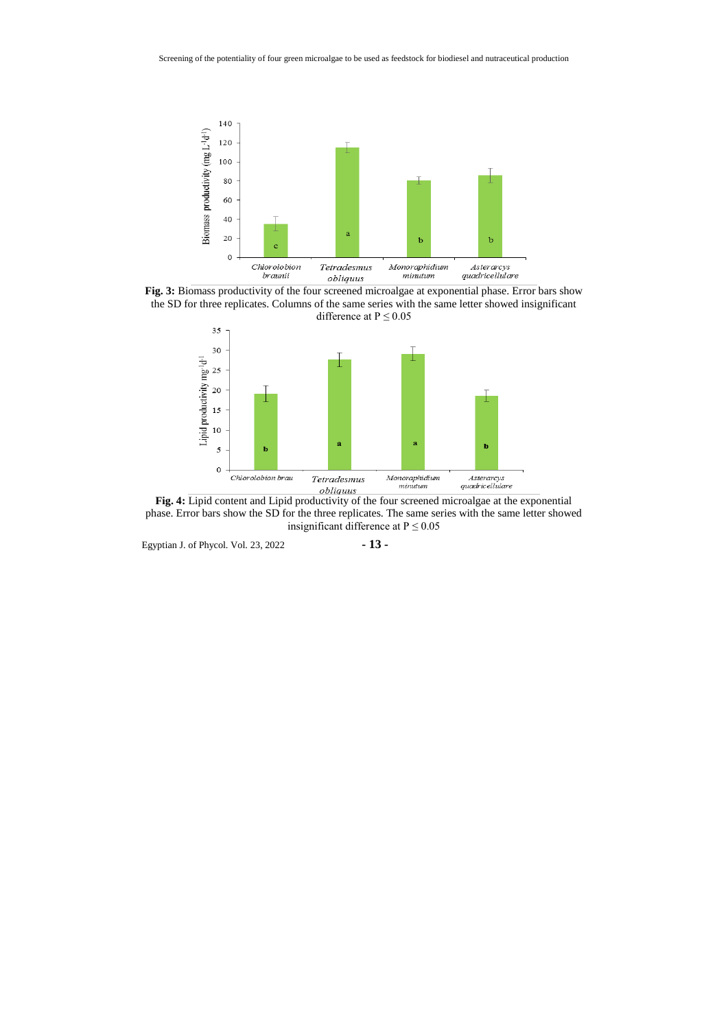**Fig. 3:** Biomass productivity of the four screened microalgae at exponential phase. Error bars show the SD for three replicates. Columns of the same series with the same letter showed insignificant difference at P ≤ 0.05

**Fig. 4:** Lipid content and Lipid productivity of the four screened microalgae at the exponential phase. Error bars show the SD for the three replicates. The same series with the same letter showed insignificant difference at P ≤ 0.05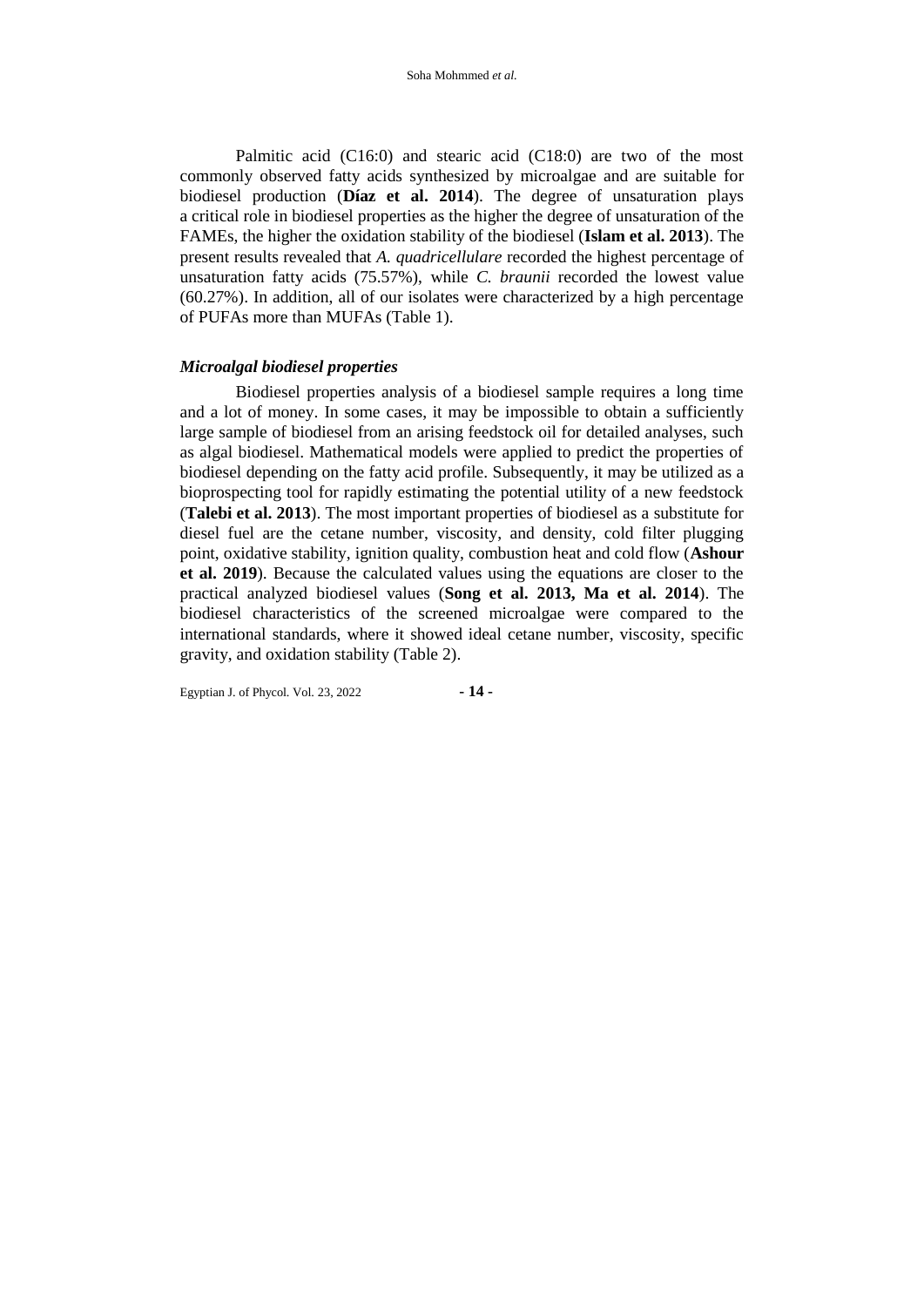Palmitic acid (C16:0) and stearic acid (C18:0) are two of the most commonly observed fatty acids synthesized by microalgae and are suitable for biodiesel production (**Díaz et al. 2014**). The degree of unsaturation plays a critical role in biodiesel properties as the higher the degree of unsaturation of the FAMEs, the higher the oxidation stability of the biodiesel (**Islam et al. 2013**). The present results revealed that *A. quadricellulare* recorded the highest percentage of unsaturation fatty acids (75.57%), while *C. braunii* recorded the lowest value (60.27%). In addition, all of our isolates were characterized by a high percentage of PUFAs more than MUFAs (Table 1).

### *Microalgal biodiesel properties*

Biodiesel properties analysis of a biodiesel sample requires a long time and a lot of money. In some cases, it may be impossible to obtain a sufficiently large sample of biodiesel from an arising feedstock oil for detailed analyses, such as algal biodiesel. Mathematical models were applied to predict the properties of biodiesel depending on the fatty acid profile. Subsequently, it may be utilized as a bioprospecting tool for rapidly estimating the potential utility of a new feedstock (**Talebi et al. 2013**). The most important properties of biodiesel as a substitute for diesel fuel are the cetane number, viscosity, and density, cold filter plugging point, oxidative stability, ignition quality, combustion heat and cold flow (**Ashour et al. 2019**). Because the calculated values using the equations are closer to the practical analyzed biodiesel values (**Song et al. 2013, Ma et al. 2014**). The biodiesel characteristics of the screened microalgae were compared to the international standards, where it showed ideal cetane number, viscosity, specific gravity, and oxidation stability (Table 2).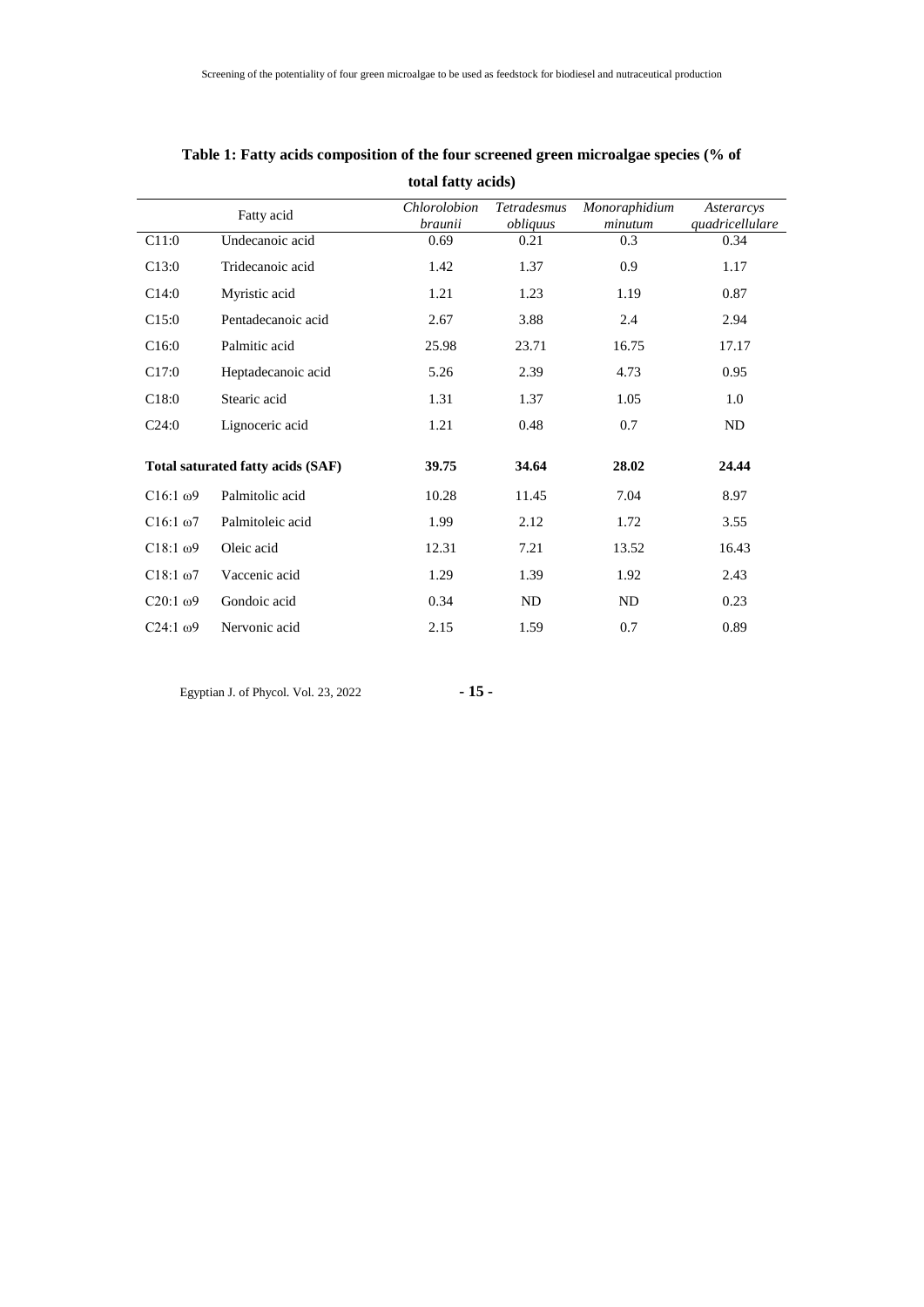**Table 1: Fatty acids composition of the four screened green microalgae species (% of total fatty acids)**

| | Fatty acid | *Chlorolobion braunii* | *Tetradesmus obliquus* | *Monoraphidium minutum* | *Asterarcys quadricellulare* |
|---|---|---|---|---|---|
| C11:0 | Undecanoic acid | 0.69 | 0.21 | 0.3 | 0.34 |
| C13:0 | Tridecanoic acid | 1.42 | 1.37 | 0.9 | 1.17 |
| C14:0 | Myristic acid | 1.21 | 1.23 | 1.19 | 0.87 |
| C15:0 | Pentadecanoic acid | 2.67 | 3.88 | 2.4 | 2.94 |
| C16:0 | Palmitic acid | 25.98 | 23.71 | 16.75 | 17.17 |
| C17:0 | Heptadecanoic acid | 5.26 | 2.39 | 4.73 | 0.95 |
| C18:0 | Stearic acid | 1.31 | 1.37 | 1.05 | 1.0 |
| C24:0 | Lignoceric acid | 1.21 | 0.48 | 0.7 | ND |
| **Total saturated fatty acids (SAF)** | | **39.75** | **34.64** | **28.02** | **24.44** |
| C16:1 ω9 | Palmitolic acid | 10.28 | 11.45 | 7.04 | 8.97 |
| C16:1 ω7 | Palmitoleic acid | 1.99 | 2.12 | 1.72 | 3.55 |
| C18:1 ω9 | Oleic acid | 12.31 | 7.21 | 13.52 | 16.43 |
| C18:1 ω7 | Vaccenic acid | 1.29 | 1.39 | 1.92 | 2.43 |
| C20:1 ω9 | Gondoic acid | 0.34 | ND | ND | 0.23 |
| C24:1 ω9 | Nervonic acid | 2.15 | 1.59 | 0.7 | 0.89 |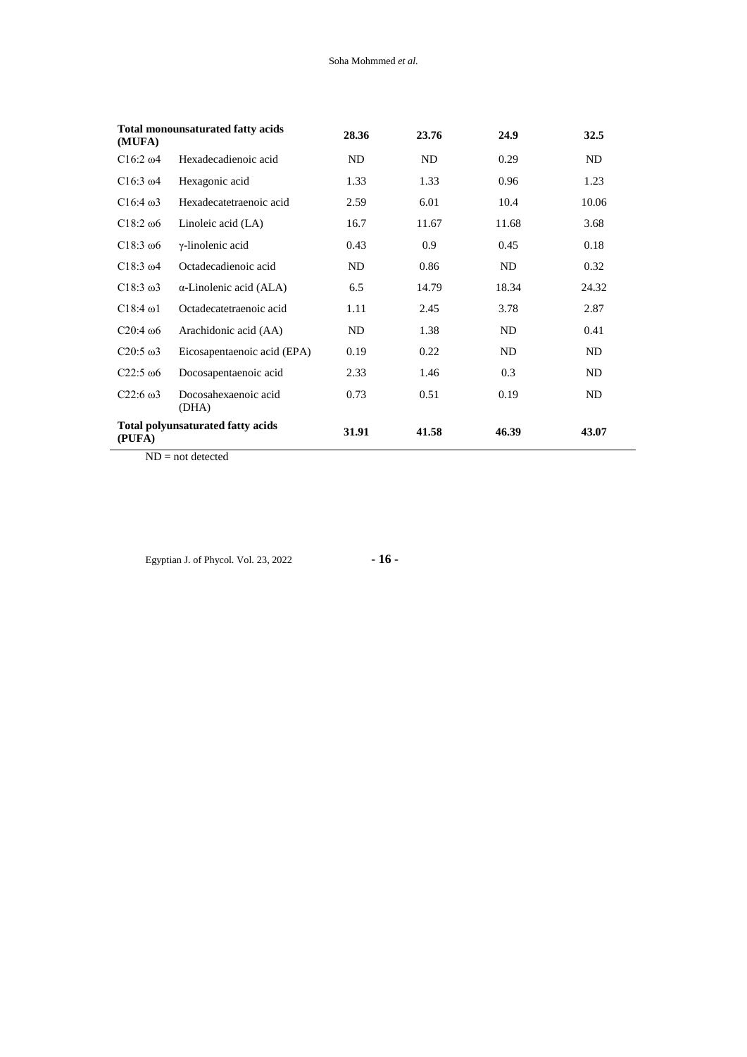| | | | | | |
|---|---|---|---|---|---|
| **Total monounsaturated fatty acids (MUFA)** | | **28.36** | **23.76** | **24.9** | **32.5** |
| C16:2 ω4 | Hexadecadienoic acid | ND | ND | 0.29 | ND |
| C16:3 ω4 | Hexagonic acid | 1.33 | 1.33 | 0.96 | 1.23 |
| C16:4 ω3 | Hexadecatetraenoic acid | 2.59 | 6.01 | 10.4 | 10.06 |
| C18:2 ω6 | Linoleic acid (LA) | 16.7 | 11.67 | 11.68 | 3.68 |
| C18:3 ω6 | γ-linolenic acid | 0.43 | 0.9 | 0.45 | 0.18 |
| C18:3 ω4 | Octadecadienoic acid | ND | 0.86 | ND | 0.32 |
| C18:3 ω3 | α-Linolenic acid (ALA) | 6.5 | 14.79 | 18.34 | 24.32 |
| C18:4 ω1 | Octadecatetraenoic acid | 1.11 | 2.45 | 3.78 | 2.87 |
| C20:4 ω6 | Arachidonic acid (AA) | ND | 1.38 | ND | 0.41 |
| C20:5 ω3 | Eicosapentaenoic acid (EPA) | 0.19 | 0.22 | ND | ND |
| C22:5 ω6 | Docosapentaenoic acid | 2.33 | 1.46 | 0.3 | ND |
| C22:6 ω3 | Docosahexaenoic acid (DHA) | 0.73 | 0.51 | 0.19 | ND |
| **Total polyunsaturated fatty acids (PUFA)** | | **31.91** | **41.58** | **46.39** | **43.07** |

ND = not detected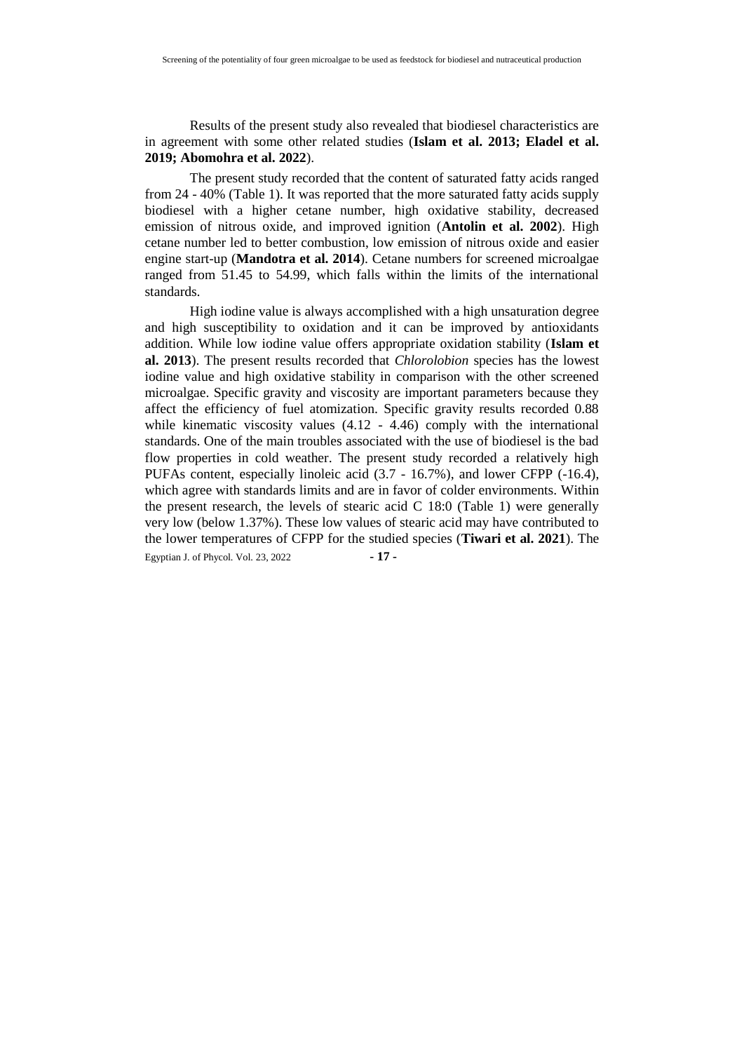Results of the present study also revealed that biodiesel characteristics are in agreement with some other related studies (**Islam et al. 2013; Eladel et al. 2019; Abomohra et al. 2022**).

The present study recorded that the content of saturated fatty acids ranged from 24 - 40% (Table 1). It was reported that the more saturated fatty acids supply biodiesel with a higher cetane number, high oxidative stability, decreased emission of nitrous oxide, and improved ignition (**Antolin et al. 2002**). High cetane number led to better combustion, low emission of nitrous oxide and easier engine start-up (**Mandotra et al. 2014**). Cetane numbers for screened microalgae ranged from 51.45 to 54.99, which falls within the limits of the international standards.

High iodine value is always accomplished with a high unsaturation degree and high susceptibility to oxidation and it can be improved by antioxidants addition. While low iodine value offers appropriate oxidation stability (**Islam et al. 2013**). The present results recorded that *Chlorolobion* species has the lowest iodine value and high oxidative stability in comparison with the other screened microalgae. Specific gravity and viscosity are important parameters because they affect the efficiency of fuel atomization. Specific gravity results recorded 0.88 while kinematic viscosity values (4.12 - 4.46) comply with the international standards. One of the main troubles associated with the use of biodiesel is the bad flow properties in cold weather. The present study recorded a relatively high PUFAs content, especially linoleic acid (3.7 - 16.7%), and lower CFPP (-16.4), which agree with standards limits and are in favor of colder environments. Within the present research, the levels of stearic acid C 18:0 (Table 1) were generally very low (below 1.37%). These low values of stearic acid may have contributed to the lower temperatures of CFPP for the studied species (**Tiwari et al. 2021**). The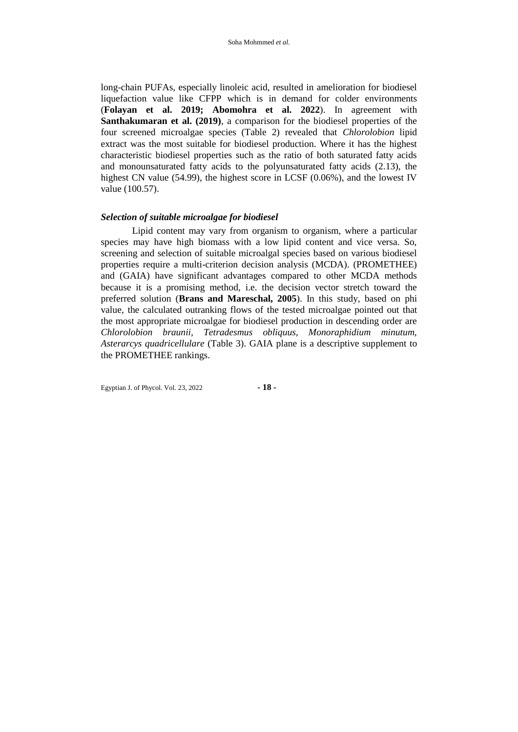long-chain PUFAs, especially linoleic acid, resulted in amelioration for biodiesel liquefaction value like CFPP which is in demand for colder environments (**Folayan et al. 2019; Abomohra et al. 2022**). In agreement with **Santhakumaran et al. (2019)**, a comparison for the biodiesel properties of the four screened microalgae species (Table 2) revealed that *Chlorolobion* lipid extract was the most suitable for biodiesel production. Where it has the highest characteristic biodiesel properties such as the ratio of both saturated fatty acids and monounsaturated fatty acids to the polyunsaturated fatty acids (2.13), the highest CN value (54.99), the highest score in LCSF (0.06%), and the lowest IV value (100.57).

### *Selection of suitable microalgae for biodiesel*

Lipid content may vary from organism to organism, where a particular species may have high biomass with a low lipid content and vice versa. So, screening and selection of suitable microalgal species based on various biodiesel properties require a multi-criterion decision analysis (MCDA). (PROMETHEE) and (GAIA) have significant advantages compared to other MCDA methods because it is a promising method, i.e. the decision vector stretch toward the preferred solution (**Brans and Mareschal, 2005**). In this study, based on phi value, the calculated outranking flows of the tested microalgae pointed out that the most appropriate microalgae for biodiesel production in descending order are *Chlorolobion braunii*, *Tetradesmus obliquus, Monoraphidium minutum, Asterarcys quadricellulare* (Table 3). GAIA plane is a descriptive supplement to the PROMETHEE rankings.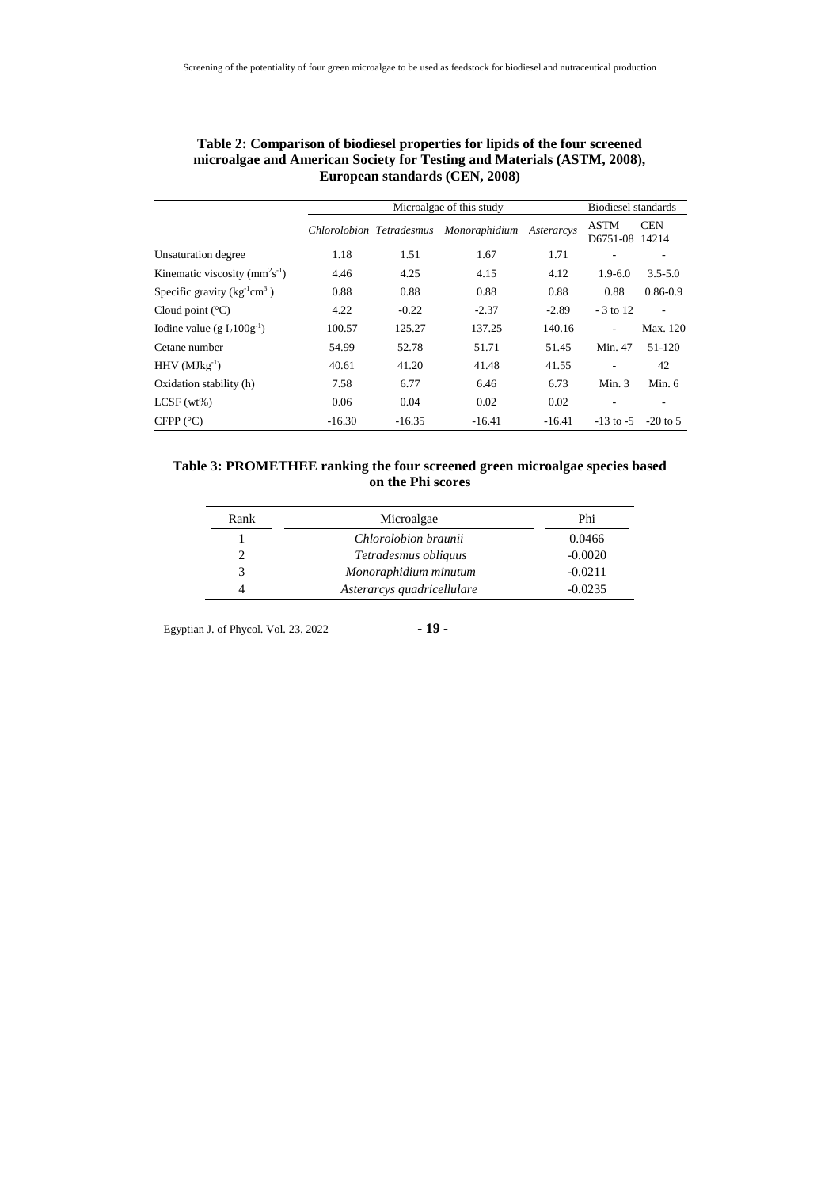**Table 2: Comparison of biodiesel properties for lipids of the four screened microalgae and American Society for Testing and Materials (ASTM, 2008), European standards (CEN, 2008)**

| | Microalgae of this study | | | | Biodiesel standards | |
|---|---|---|---|---|---|---|
| | *Chlorolobion* | *Tetradesmus* | *Monoraphidium* | *Asterarcys* | ASTM D6751-08 | CEN 14214 |
| Unsaturation degree | 1.18 | 1.51 | 1.67 | 1.71 | - | - |
| Kinematic viscosity ($mm^2s^{-1}$) | 4.46 | 4.25 | 4.15 | 4.12 | 1.9-6.0 | 3.5-5.0 |
| Specific gravity ($kg^{-1}cm^3$ ) | 0.88 | 0.88 | 0.88 | 0.88 | 0.88 | 0.86-0.9 |
| Cloud point (°C) | 4.22 | -0.22 | -2.37 | -2.89 | - 3 to 12 | - |
| Iodine value (g $I_2 100g^{-1}$) | 100.57 | 125.27 | 137.25 | 140.16 | - | Max. 120 |
| Cetane number | 54.99 | 52.78 | 51.71 | 51.45 | Min. 47 | 51-120 |
| HHV ($MJkg^{-1}$) | 40.61 | 41.20 | 41.48 | 41.55 | - | 42 |
| Oxidation stability (h) | 7.58 | 6.77 | 6.46 | 6.73 | Min. 3 | Min. 6 |
| LCSF (wt%) | 0.06 | 0.04 | 0.02 | 0.02 | - | - |
| CFPP (°C) | -16.30 | -16.35 | -16.41 | -16.41 | -13 to -5 | -20 to 5 |

**Table 3: PROMETHEE ranking the four screened green microalgae species based on the Phi scores**

| Rank | Microalgae | Phi |
|---|---|---|
| 1 | *Chlorolobion braunii* | 0.0466 |
| 2 | *Tetradesmus obliquus* | -0.0020 |
| 3 | *Monoraphidium minutum* | -0.0211 |
| 4 | *Asterarcys quadricellulare* | -0.0235 |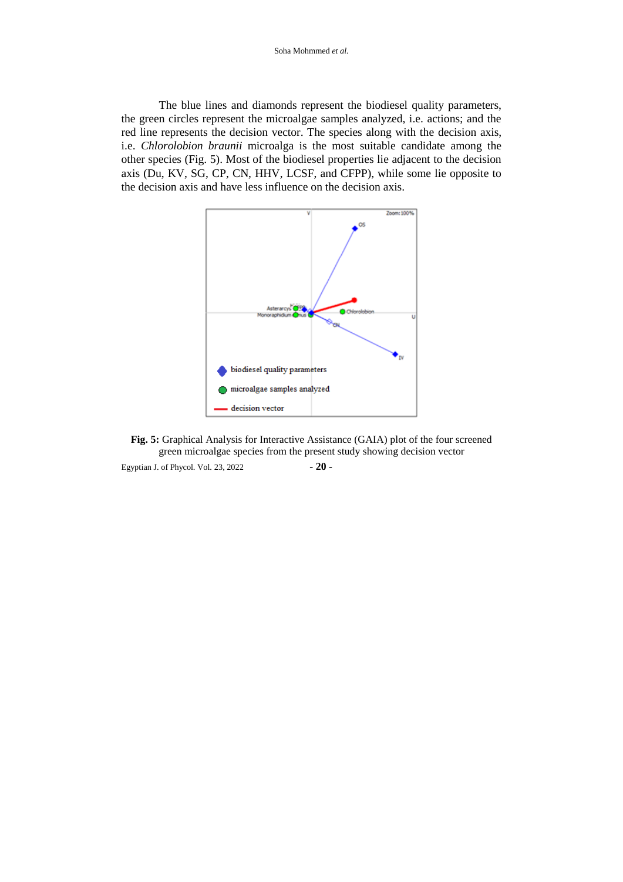The blue lines and diamonds represent the biodiesel quality parameters, the green circles represent the microalgae samples analyzed, i.e. actions; and the red line represents the decision vector. The species along with the decision axis, i.e. *Chlorolobion braunii* microalga is the most suitable candidate among the other species (Fig. 5). Most of the biodiesel properties lie adjacent to the decision axis (Du, KV, SG, CP, CN, HHV, LCSF, and CFPP), while some lie opposite to the decision axis and have less influence on the decision axis.

**Fig. 5:** Graphical Analysis for Interactive Assistance (GAIA) plot of the four screened green microalgae species from the present study showing decision vector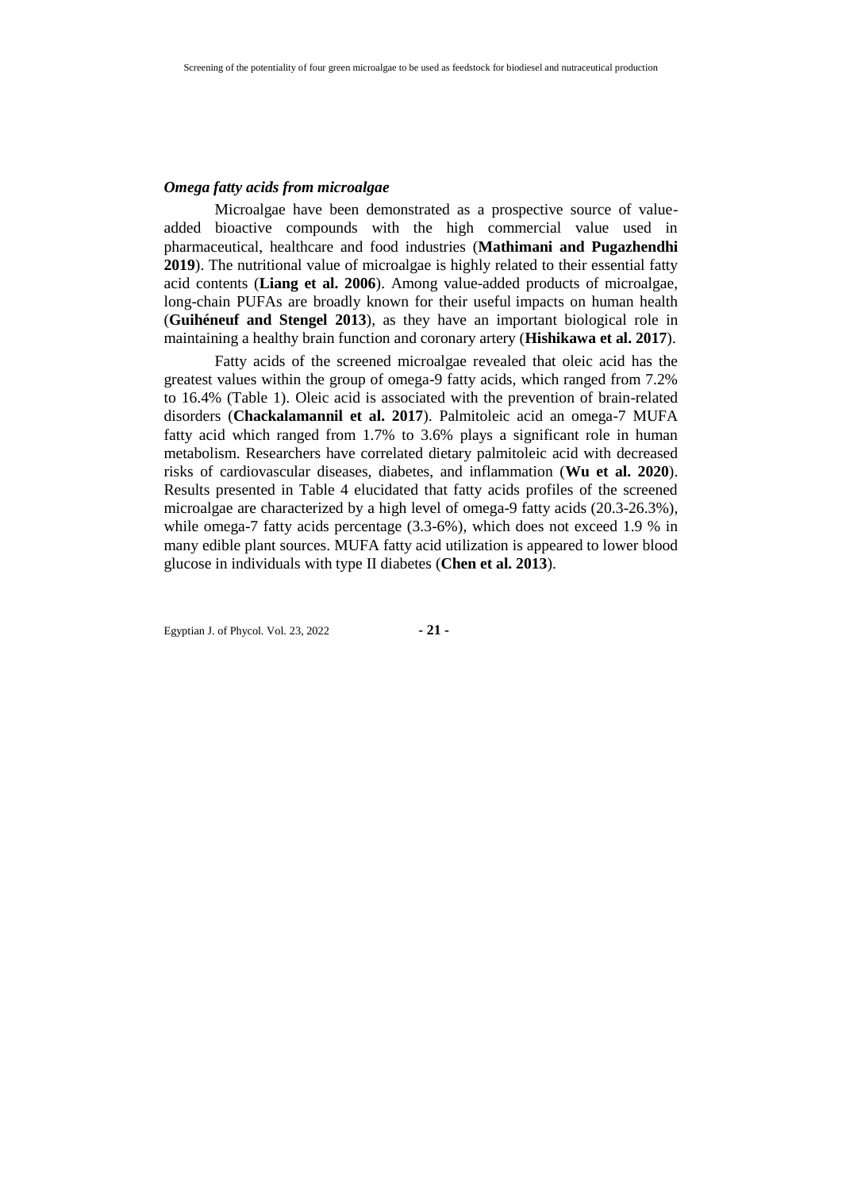### *Omega fatty acids from microalgae*

Microalgae have been demonstrated as a prospective source of value-added bioactive compounds with the high commercial value used in pharmaceutical, healthcare and food industries (**Mathimani and Pugazhendhi 2019**). The nutritional value of microalgae is highly related to their essential fatty acid contents (**Liang et al. 2006**). Among value-added products of microalgae, long-chain PUFAs are broadly known for their useful impacts on human health (**Guihéneuf and Stengel 2013**), as they have an important biological role in maintaining a healthy brain function and coronary artery (**Hishikawa et al. 2017**).

Fatty acids of the screened microalgae revealed that oleic acid has the greatest values within the group of omega-9 fatty acids, which ranged from 7.2% to 16.4% (Table 1). Oleic acid is associated with the prevention of brain-related disorders (**Chackalamannil et al. 2017**). Palmitoleic acid an omega-7 MUFA fatty acid which ranged from 1.7% to 3.6% plays a significant role in human metabolism. Researchers have correlated dietary palmitoleic acid with decreased risks of cardiovascular diseases, diabetes, and inflammation (**Wu et al. 2020**). Results presented in Table 4 elucidated that fatty acids profiles of the screened microalgae are characterized by a high level of omega-9 fatty acids (20.3-26.3%), while omega-7 fatty acids percentage (3.3-6%), which does not exceed 1.9 % in many edible plant sources. MUFA fatty acid utilization is appeared to lower blood glucose in individuals with type II diabetes (**Chen et al. 2013**).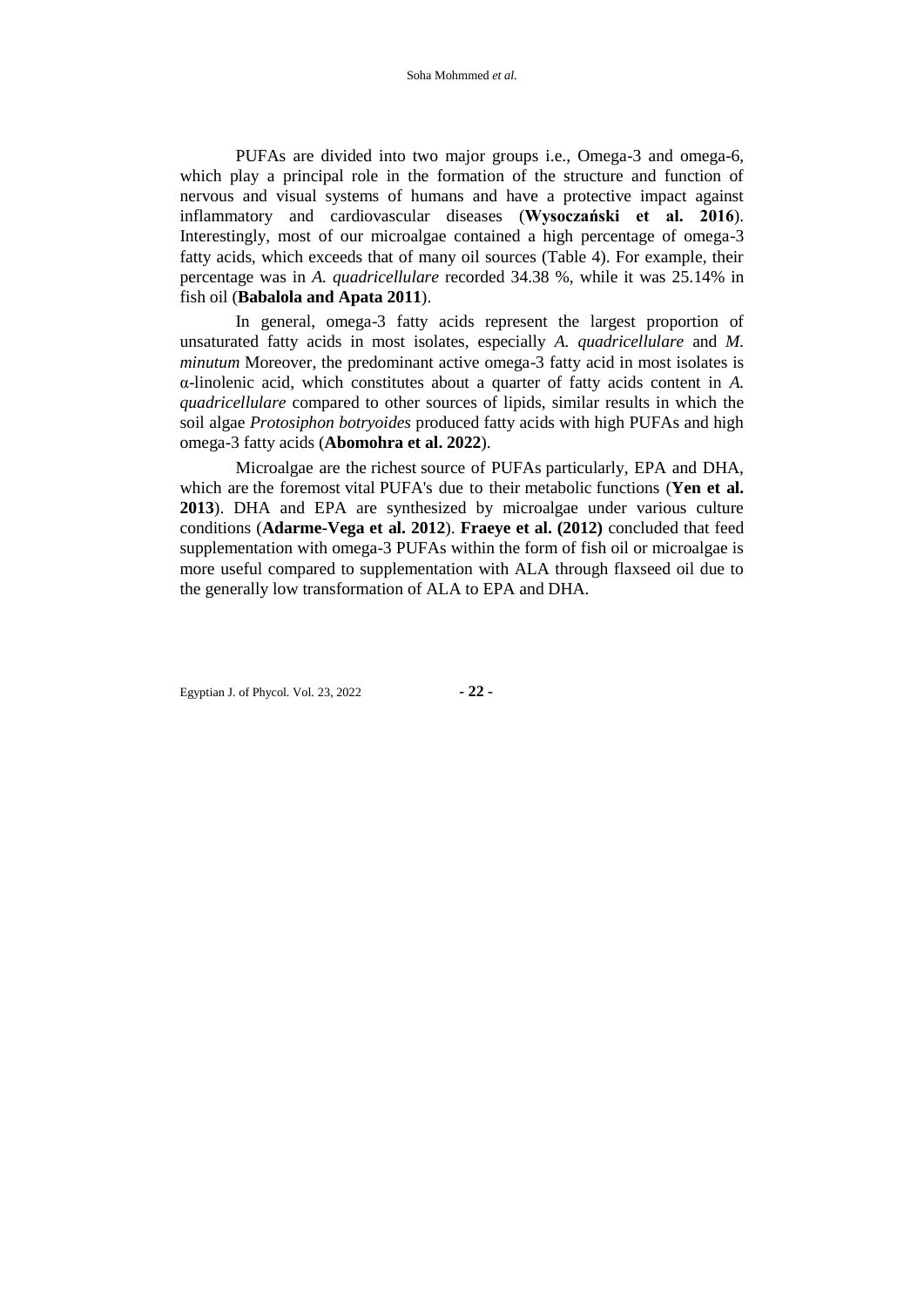PUFAs are divided into two major groups i.e., Omega-3 and omega-6, which play a principal role in the formation of the structure and function of nervous and visual systems of humans and have a protective impact against inflammatory and cardiovascular diseases (**Wysoczański et al. 2016**). Interestingly, most of our microalgae contained a high percentage of omega-3 fatty acids, which exceeds that of many oil sources (Table 4). For example, their percentage was in *A. quadricellulare* recorded 34.38 %, while it was 25.14% in fish oil (**Babalola and Apata 2011**).

In general, omega-3 fatty acids represent the largest proportion of unsaturated fatty acids in most isolates, especially *A. quadricellulare* and *M. minutum* Moreover, the predominant active omega-3 fatty acid in most isolates is α-linolenic acid, which constitutes about a quarter of fatty acids content in *A. quadricellulare* compared to other sources of lipids, similar results in which the soil algae *Protosiphon botryoides* produced fatty acids with high PUFAs and high omega-3 fatty acids (**Abomohra et al. 2022**).

Microalgae are the richest source of PUFAs particularly, EPA and DHA, which are the foremost vital PUFA's due to their metabolic functions (**Yen et al. 2013**). DHA and EPA are synthesized by microalgae under various culture conditions (**Adarme-Vega et al. 2012**). **Fraeye et al. (2012)** concluded that feed supplementation with omega-3 PUFAs within the form of fish oil or microalgae is more useful compared to supplementation with ALA through flaxseed oil due to the generally low transformation of ALA to EPA and DHA.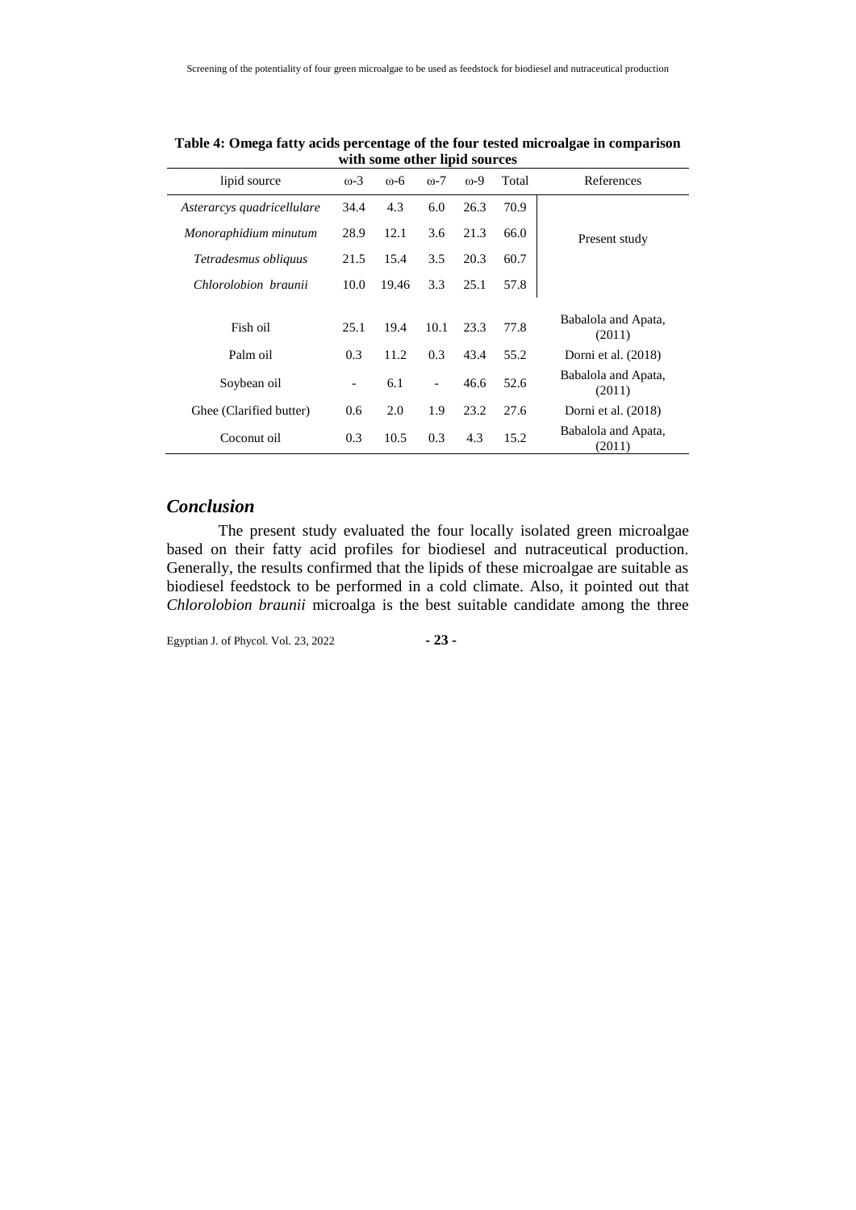**Table 4: Omega fatty acids percentage of the four tested microalgae in comparison with some other lipid sources**

| lipid source | ω-3 | ω-6 | ω-7 | ω-9 | Total | References |
|---|---|---|---|---|---|---|
| *Asterarcys quadricellulare* | 34.4 | 4.3 | 6.0 | 26.3 | 70.9 | Present study |
| *Monoraphidium minutum* | 28.9 | 12.1 | 3.6 | 21.3 | 66.0 | |
| *Tetradesmus obliquus* | 21.5 | 15.4 | 3.5 | 20.3 | 60.7 | |
| *Chlorolobion braunii* | 10.0 | 19.46 | 3.3 | 25.1 | 57.8 | |
| Fish oil | 25.1 | 19.4 | 10.1 | 23.3 | 77.8 | Babalola and Apata, (2011) |
| Palm oil | 0.3 | 11.2 | 0.3 | 43.4 | 55.2 | Dorni et al. (2018) |
| Soybean oil | - | 6.1 | - | 46.6 | 52.6 | Babalola and Apata, (2011) |
| Ghee (Clarified butter) | 0.6 | 2.0 | 1.9 | 23.2 | 27.6 | Dorni et al. (2018) |
| Coconut oil | 0.3 | 10.5 | 0.3 | 4.3 | 15.2 | Babalola and Apata, (2011) |

## *Conclusion*

The present study evaluated the four locally isolated green microalgae based on their fatty acid profiles for biodiesel and nutraceutical production. Generally, the results confirmed that the lipids of these microalgae are suitable as biodiesel feedstock to be performed in a cold climate. Also, it pointed out that *Chlorolobion braunii* microalga is the best suitable candidate among the three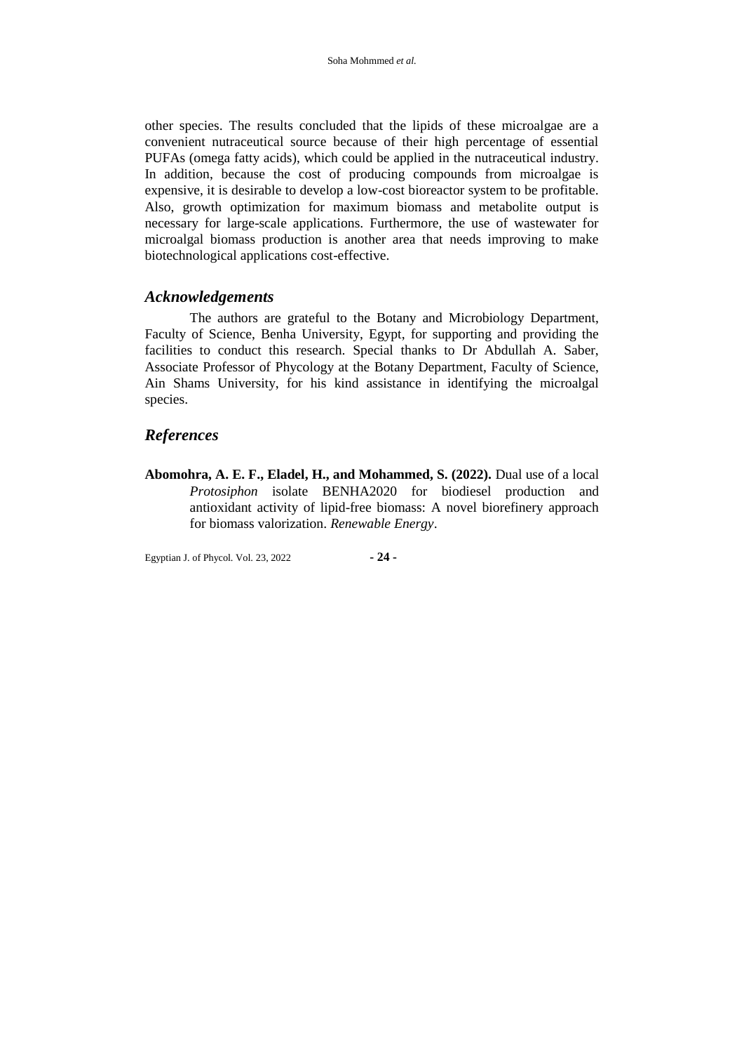other species. The results concluded that the lipids of these microalgae are a convenient nutraceutical source because of their high percentage of essential PUFAs (omega fatty acids), which could be applied in the nutraceutical industry. In addition, because the cost of producing compounds from microalgae is expensive, it is desirable to develop a low-cost bioreactor system to be profitable. Also, growth optimization for maximum biomass and metabolite output is necessary for large-scale applications. Furthermore, the use of wastewater for microalgal biomass production is another area that needs improving to make biotechnological applications cost-effective.

## *Acknowledgements*

The authors are grateful to the Botany and Microbiology Department, Faculty of Science, Benha University, Egypt, for supporting and providing the facilities to conduct this research. Special thanks to Dr Abdullah A. Saber, Associate Professor of Phycology at the Botany Department, Faculty of Science, Ain Shams University, for his kind assistance in identifying the microalgal species.

## *References*

**Abomohra, A. E. F., Eladel, H., and Mohammed, S. (2022).** Dual use of a local *Protosiphon* isolate BENHA2020 for biodiesel production and antioxidant activity of lipid-free biomass: A novel biorefinery approach for biomass valorization. *Renewable Energy*.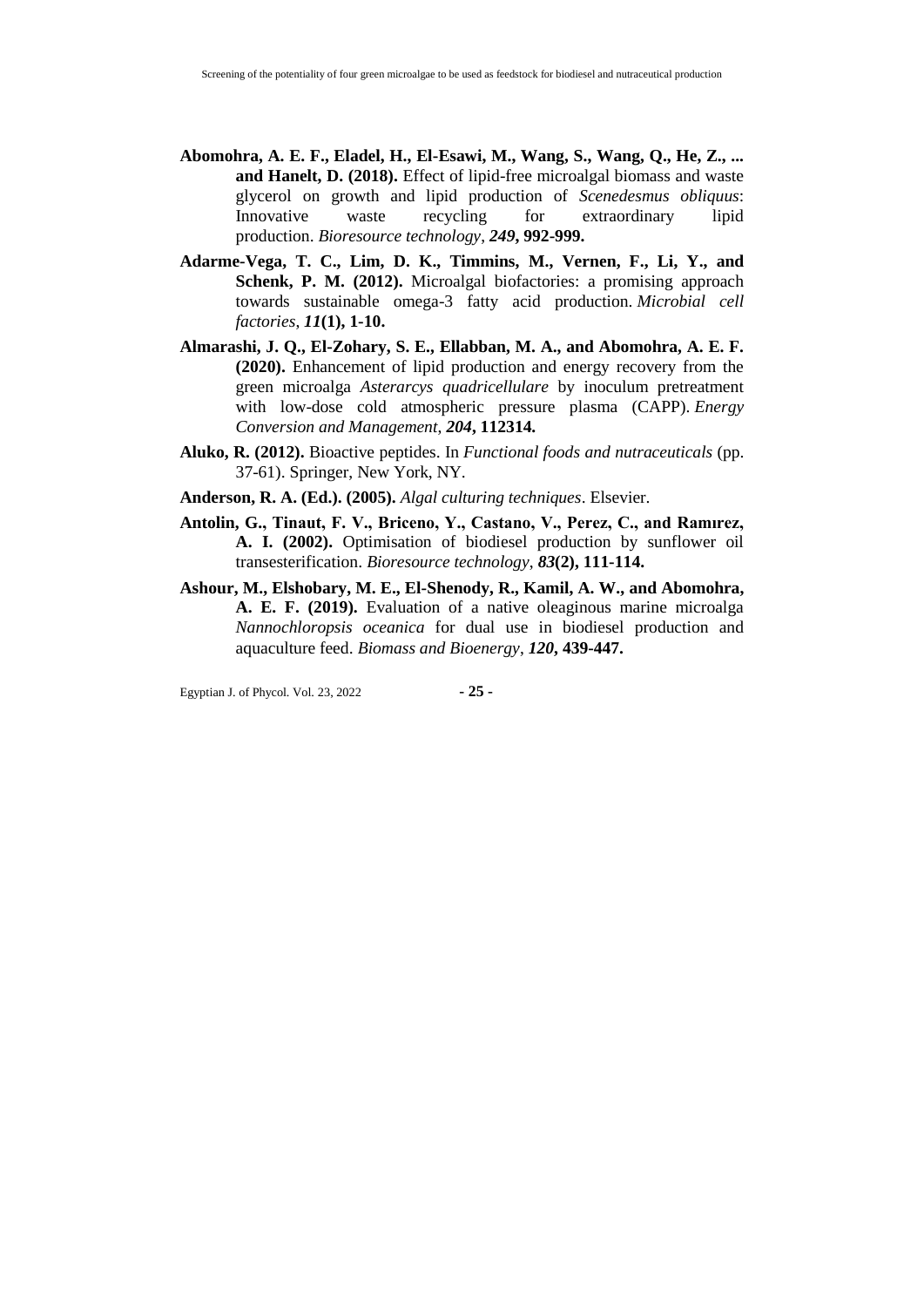**Abomohra, A. E. F., Eladel, H., El-Esawi, M., Wang, S., Wang, Q., He, Z., ... and Hanelt, D. (2018).** Effect of lipid-free microalgal biomass and waste glycerol on growth and lipid production of *Scenedesmus obliquus*: Innovative waste recycling for extraordinary lipid production. *Bioresource technology*, ***249*****, 992-999.**

**Adarme-Vega, T. C., Lim, D. K., Timmins, M., Vernen, F., Li, Y., and Schenk, P. M. (2012).** Microalgal biofactories: a promising approach towards sustainable omega-3 fatty acid production. *Microbial cell factories*, ***11*****(1), 1-10.**

**Almarashi, J. Q., El-Zohary, S. E., Ellabban, M. A., and Abomohra, A. E. F. (2020).** Enhancement of lipid production and energy recovery from the green microalga *Asterarcys quadricellulare* by inoculum pretreatment with low-dose cold atmospheric pressure plasma (CAPP). *Energy Conversion and Management*, ***204*****, 112314.**

**Aluko, R. (2012).** Bioactive peptides. In *Functional foods and nutraceuticals* (pp. 37-61). Springer, New York, NY.

**Anderson, R. A. (Ed.). (2005).** *Algal culturing techniques*. Elsevier.

**Antolin, G., Tinaut, F. V., Briceno, Y., Castano, V., Perez, C., and Ramırez, A. I. (2002).** Optimisation of biodiesel production by sunflower oil transesterification. *Bioresource technology*, ***83*****(2), 111-114.**

**Ashour, M., Elshobary, M. E., El-Shenody, R., Kamil, A. W., and Abomohra, A. E. F. (2019).** Evaluation of a native oleaginous marine microalga *Nannochloropsis oceanica* for dual use in biodiesel production and aquaculture feed. *Biomass and Bioenergy*, ***120*****, 439-447.**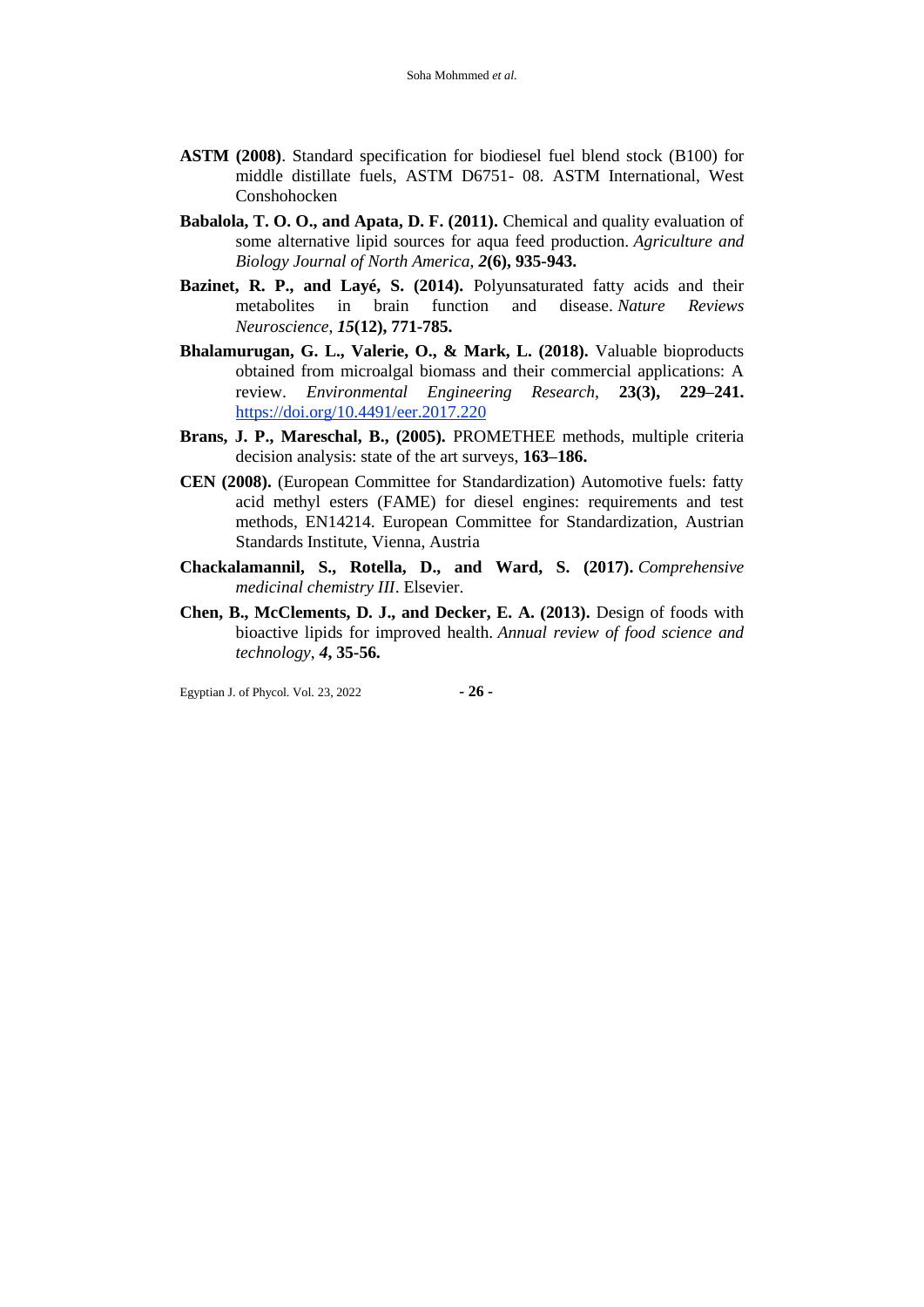**ASTM (2008)**. Standard specification for biodiesel fuel blend stock (B100) for middle distillate fuels, ASTM D6751- 08. ASTM International, West Conshohocken

**Babalola, T. O. O., and Apata, D. F. (2011).** Chemical and quality evaluation of some alternative lipid sources for aqua feed production. *Agriculture and Biology Journal of North America*, ***2*****(6), 935-943.**

**Bazinet, R. P., and Layé, S. (2014).** Polyunsaturated fatty acids and their metabolites in brain function and disease. *Nature Reviews Neuroscience*, ***15*****(12), 771-785.**

**Bhalamurugan, G. L., Valerie, O., & Mark, L. (2018).** Valuable bioproducts obtained from microalgal biomass and their commercial applications: A review. *Environmental Engineering Research*, **23(3), 229–241.** https://doi.org/10.4491/eer.2017.220

**Brans, J. P., Mareschal, B., (2005).** PROMETHEE methods, multiple criteria decision analysis: state of the art surveys, **163–186.**

**CEN (2008).** (European Committee for Standardization) Automotive fuels: fatty acid methyl esters (FAME) for diesel engines: requirements and test methods, EN14214. European Committee for Standardization, Austrian Standards Institute, Vienna, Austria

**Chackalamannil, S., Rotella, D., and Ward, S. (2017).** *Comprehensive medicinal chemistry III*. Elsevier.

**Chen, B., McClements, D. J., and Decker, E. A. (2013).** Design of foods with bioactive lipids for improved health. *Annual review of food science and technology*, ***4*****, 35-56.**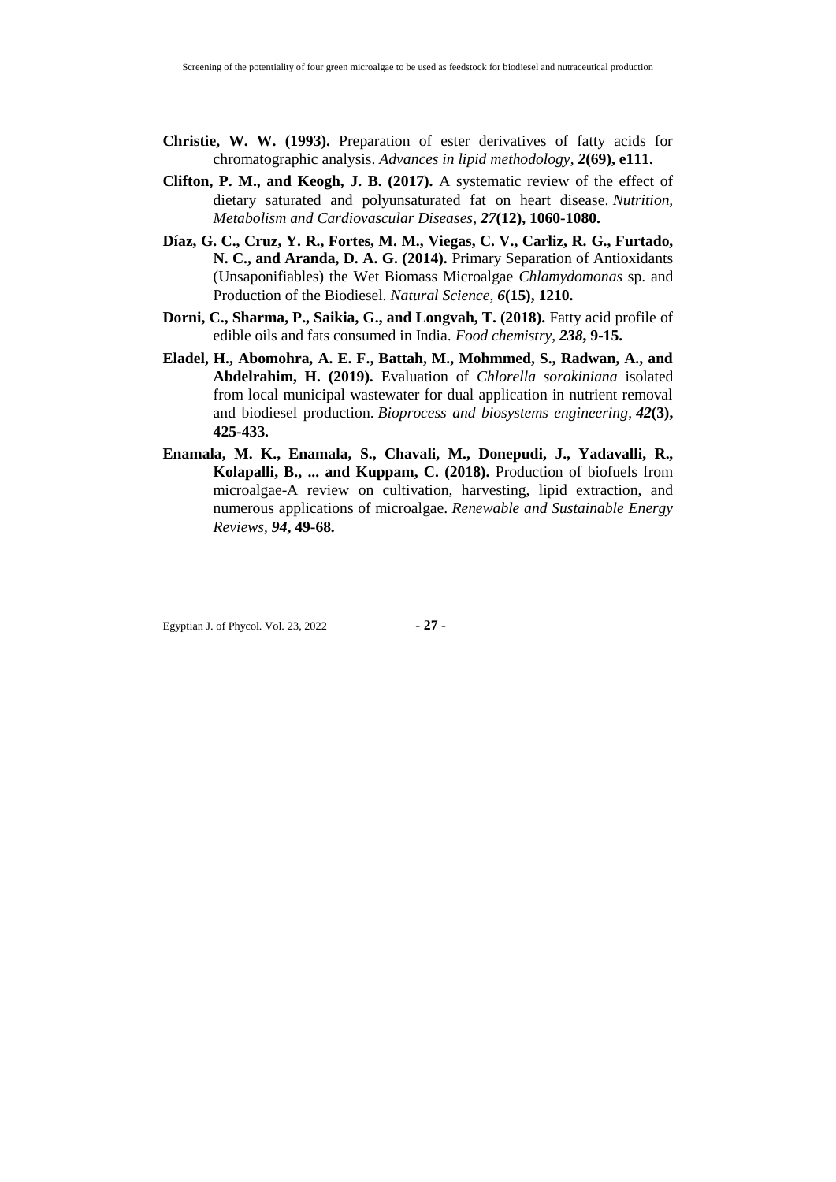**Christie, W. W. (1993).** Preparation of ester derivatives of fatty acids for chromatographic analysis. *Advances in lipid methodology*, ***2*****(69), e111.**

**Clifton, P. M., and Keogh, J. B. (2017).** A systematic review of the effect of dietary saturated and polyunsaturated fat on heart disease. *Nutrition, Metabolism and Cardiovascular Diseases*, ***27*****(12), 1060-1080.**

**Díaz, G. C., Cruz, Y. R., Fortes, M. M., Viegas, C. V., Carliz, R. G., Furtado, N. C., and Aranda, D. A. G. (2014).** Primary Separation of Antioxidants (Unsaponifiables) the Wet Biomass Microalgae *Chlamydomonas* sp. and Production of the Biodiesel. *Natural Science*, ***6*****(15), 1210.**

**Dorni, C., Sharma, P., Saikia, G., and Longvah, T. (2018).** Fatty acid profile of edible oils and fats consumed in India. *Food chemistry*, ***238*****, 9-15.**

**Eladel, H., Abomohra, A. E. F., Battah, M., Mohmmed, S., Radwan, A., and Abdelrahim, H. (2019).** Evaluation of *Chlorella sorokiniana* isolated from local municipal wastewater for dual application in nutrient removal and biodiesel production. *Bioprocess and biosystems engineering*, ***42*****(3), 425-433.**

**Enamala, M. K., Enamala, S., Chavali, M., Donepudi, J., Yadavalli, R., Kolapalli, B., ... and Kuppam, C. (2018).** Production of biofuels from microalgae-A review on cultivation, harvesting, lipid extraction, and numerous applications of microalgae. *Renewable and Sustainable Energy Reviews*, ***94*****, 49-68.**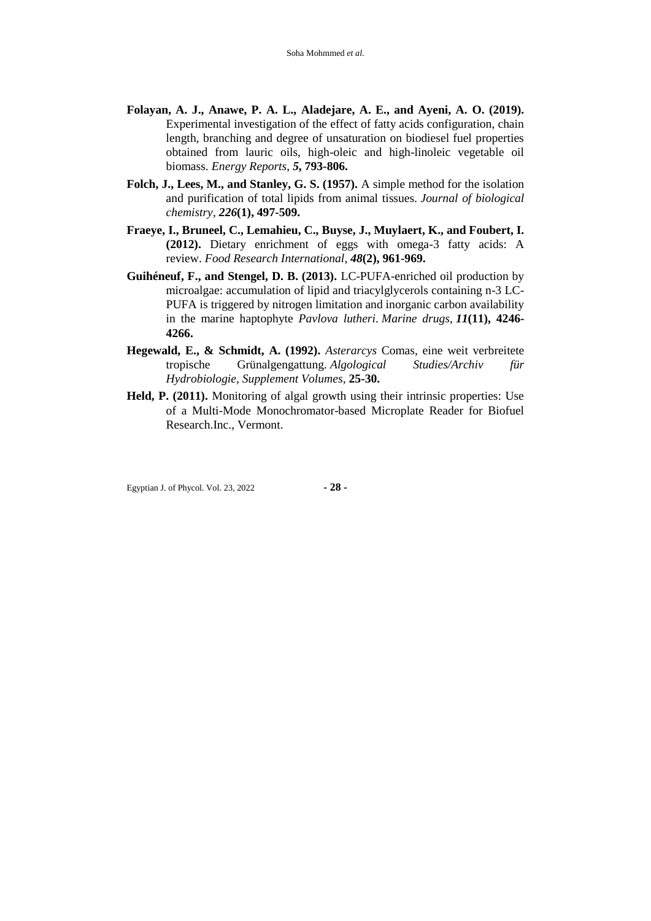**Folayan, A. J., Anawe, P. A. L., Aladejare, A. E., and Ayeni, A. O. (2019).** Experimental investigation of the effect of fatty acids configuration, chain length, branching and degree of unsaturation on biodiesel fuel properties obtained from lauric oils, high-oleic and high-linoleic vegetable oil biomass. *Energy Reports*, ***5*****, 793-806.**

**Folch, J., Lees, M., and Stanley, G. S. (1957).** A simple method for the isolation and purification of total lipids from animal tissues. *Journal of biological chemistry*, ***226*****(1), 497-509.**

**Fraeye, I., Bruneel, C., Lemahieu, C., Buyse, J., Muylaert, K., and Foubert, I. (2012).** Dietary enrichment of eggs with omega-3 fatty acids: A review. *Food Research International*, ***48*****(2), 961-969.**

**Guihéneuf, F., and Stengel, D. B. (2013).** LC-PUFA-enriched oil production by microalgae: accumulation of lipid and triacylglycerols containing n-3 LC-PUFA is triggered by nitrogen limitation and inorganic carbon availability in the marine haptophyte *Pavlova lutheri*. *Marine drugs*, ***11*****(11), 4246-4266.**

**Hegewald, E., & Schmidt, A. (1992).** *Asterarcys* Comas, eine weit verbreitete tropische Grünalgengattung. *Algological Studies/Archiv für Hydrobiologie, Supplement Volumes*, **25-30.**

**Held, P. (2011).** Monitoring of algal growth using their intrinsic properties: Use of a Multi-Mode Monochromator-based Microplate Reader for Biofuel Research.Inc., Vermont.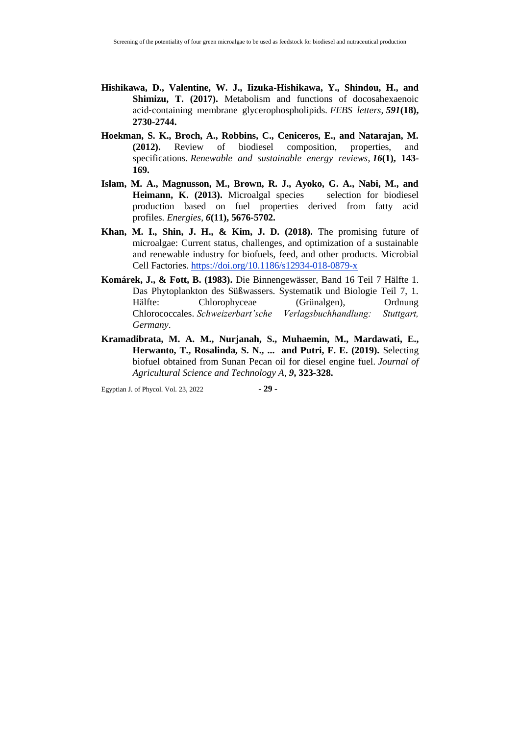**Hishikawa, D., Valentine, W. J., Iizuka‐Hishikawa, Y., Shindou, H., and Shimizu, T. (2017).** Metabolism and functions of docosahexaenoic acid‐containing membrane glycerophospholipids. *FEBS letters*, ***591*****(18), 2730-2744.**

**Hoekman, S. K., Broch, A., Robbins, C., Ceniceros, E., and Natarajan, M. (2012).** Review of biodiesel composition, properties, and specifications. *Renewable and sustainable energy reviews*, ***16*****(1), 143-169.**

**Islam, M. A., Magnusson, M., Brown, R. J., Ayoko, G. A., Nabi, M., and Heimann, K. (2013).** Microalgal species selection for biodiesel production based on fuel properties derived from fatty acid profiles. *Energies*, ***6*****(11), 5676-5702.**

**Khan, M. I., Shin, J. H., & Kim, J. D. (2018).** The promising future of microalgae: Current status, challenges, and optimization of a sustainable and renewable industry for biofuels, feed, and other products. Microbial Cell Factories. https://doi.org/10.1186/s12934-018-0879-x

**Komárek, J., & Fott, B. (1983).** Die Binnengewässer, Band 16 Teil 7 Hälfte 1. Das Phytoplankton des Süßwassers. Systematik und Biologie Teil 7, 1. Hälfte: Chlorophyceae (Grünalgen), Ordnung Chlorococcales. *Schweizerbart'sche Verlagsbuchhandlung: Stuttgart, Germany*.

**Kramadibrata, M. A. M., Nurjanah, S., Muhaemin, M., Mardawati, E., Herwanto, T., Rosalinda, S. N., ... and Putri, F. E. (2019).** Selecting biofuel obtained from Sunan Pecan oil for diesel engine fuel. *Journal of Agricultural Science and Technology A*, ***9*****, 323-328.**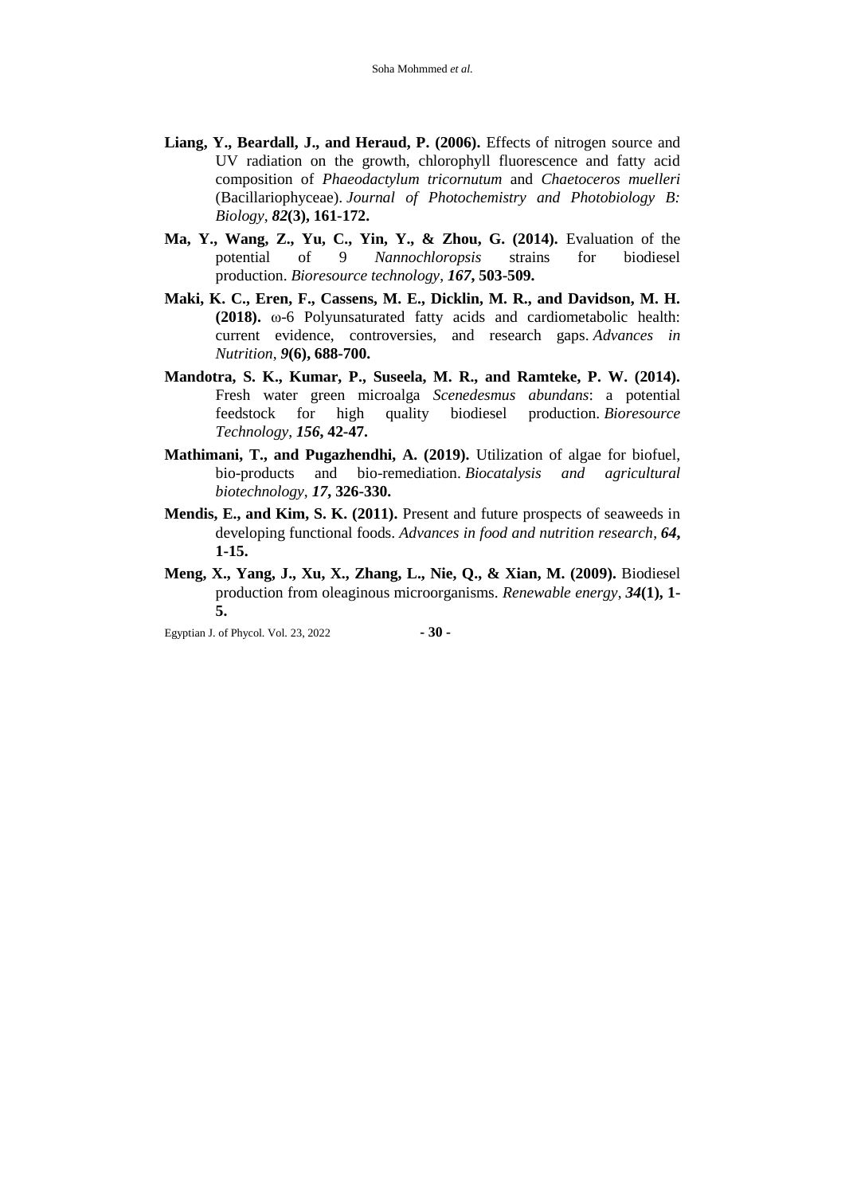**Liang, Y., Beardall, J., and Heraud, P. (2006).** Effects of nitrogen source and UV radiation on the growth, chlorophyll fluorescence and fatty acid composition of *Phaeodactylum tricornutum* and *Chaetoceros muelleri* (Bacillariophyceae). *Journal of Photochemistry and Photobiology B: Biology*, ***82*****(3), 161-172.**

**Ma, Y., Wang, Z., Yu, C., Yin, Y., & Zhou, G. (2014).** Evaluation of the potential of 9 *Nannochloropsis* strains for biodiesel production. *Bioresource technology*, ***167*****, 503-509.**

**Maki, K. C., Eren, F., Cassens, M. E., Dicklin, M. R., and Davidson, M. H. (2018).** ω-6 Polyunsaturated fatty acids and cardiometabolic health: current evidence, controversies, and research gaps. *Advances in Nutrition*, ***9*****(6), 688-700.**

**Mandotra, S. K., Kumar, P., Suseela, M. R., and Ramteke, P. W. (2014).** Fresh water green microalga *Scenedesmus abundans*: a potential feedstock for high quality biodiesel production. *Bioresource Technology*, ***156*****, 42-47.**

**Mathimani, T., and Pugazhendhi, A. (2019).** Utilization of algae for biofuel, bio-products and bio-remediation. *Biocatalysis and agricultural biotechnology*, ***17*****, 326-330.**

**Mendis, E., and Kim, S. K. (2011).** Present and future prospects of seaweeds in developing functional foods. *Advances in food and nutrition research*, ***64*****, 1-15.**

**Meng, X., Yang, J., Xu, X., Zhang, L., Nie, Q., & Xian, M. (2009).** Biodiesel production from oleaginous microorganisms. *Renewable energy*, ***34*****(1), 1-5.**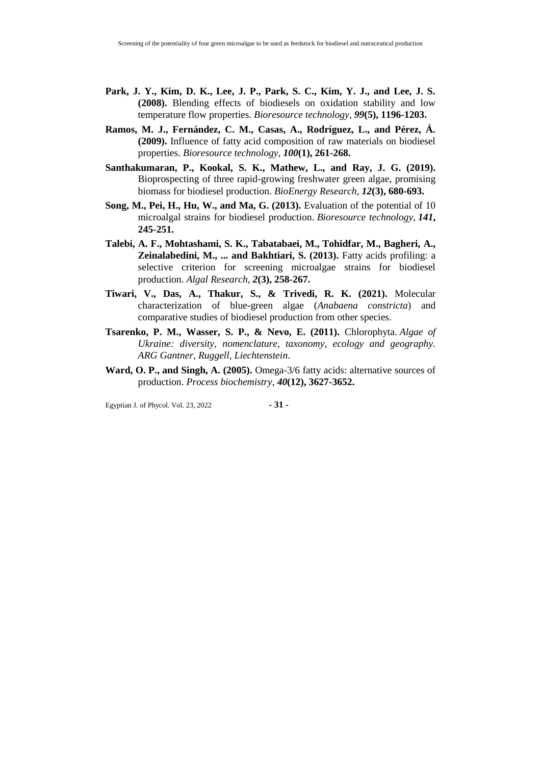**Park, J. Y., Kim, D. K., Lee, J. P., Park, S. C., Kim, Y. J., and Lee, J. S. (2008).** Blending effects of biodiesels on oxidation stability and low temperature flow properties. *Bioresource technology*, ***99*(5), 1196-1203.**

**Ramos, M. J., Fernández, C. M., Casas, A., Rodríguez, L., and Pérez, Á. (2009).** Influence of fatty acid composition of raw materials on biodiesel properties. *Bioresource technology*, ***100*(1), 261-268.**

**Santhakumaran, P., Kookal, S. K., Mathew, L., and Ray, J. G. (2019).** Bioprospecting of three rapid-growing freshwater green algae, promising biomass for biodiesel production. *BioEnergy Research*, ***12*(3), 680-693.**

**Song, M., Pei, H., Hu, W., and Ma, G. (2013).** Evaluation of the potential of 10 microalgal strains for biodiesel production. *Bioresource technology*, ***141*, 245-251.**

**Talebi, A. F., Mohtashami, S. K., Tabatabaei, M., Tohidfar, M., Bagheri, A., Zeinalabedini, M., ... and Bakhtiari, S. (2013).** Fatty acids profiling: a selective criterion for screening microalgae strains for biodiesel production. *Algal Research*, ***2*(3), 258-267.**

**Tiwari, V., Das, A., Thakur, S., & Trivedi, R. K. (2021).** Molecular characterization of blue-green algae (*Anabaena constricta*) and comparative studies of biodiesel production from other species.

**Tsarenko, P. M., Wasser, S. P., & Nevo, E. (2011).** Chlorophyta. *Algae of Ukraine: diversity, nomenclature, taxonomy, ecology and geography. ARG Gantner, Ruggell, Liechtenstein*.

**Ward, O. P., and Singh, A. (2005).** Omega-3/6 fatty acids: alternative sources of production. *Process biochemistry*, ***40*(12), 3627-3652.**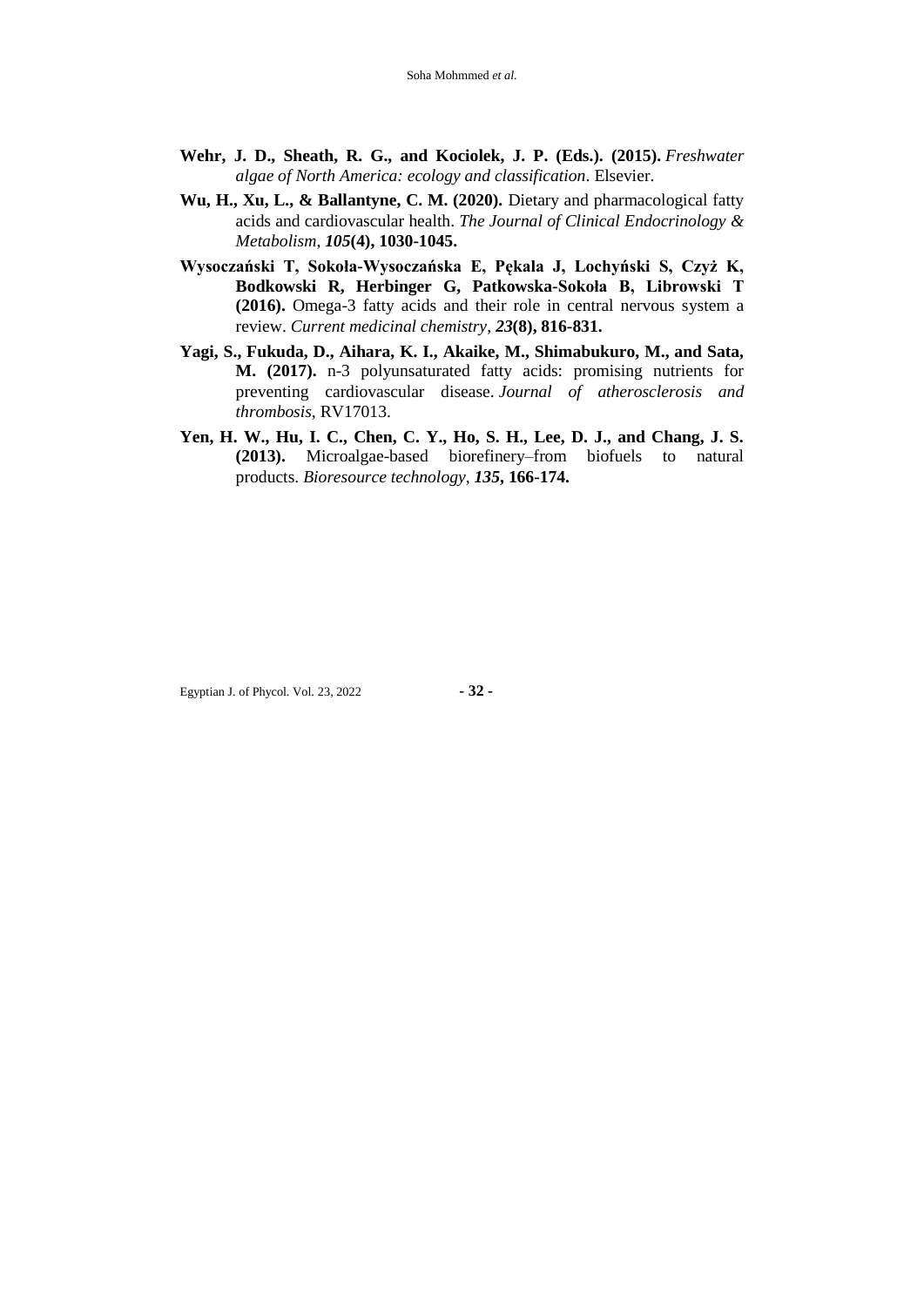**Wehr, J. D., Sheath, R. G., and Kociolek, J. P. (Eds.). (2015).** *Freshwater algae of North America: ecology and classification*. Elsevier.

**Wu, H., Xu, L., & Ballantyne, C. M. (2020).** Dietary and pharmacological fatty acids and cardiovascular health. *The Journal of Clinical Endocrinology & Metabolism*, ***105*****(4), 1030-1045.**

**Wysoczański T, Sokoła-Wysoczańska E, Pękala J, Lochyński S, Czyż K, Bodkowski R, Herbinger G, Patkowska-Sokoła B, Librowski T (2016).** Omega-3 fatty acids and their role in central nervous system a review. *Current medicinal chemistry*, ***23*****(8), 816-831.**

**Yagi, S., Fukuda, D., Aihara, K. I., Akaike, M., Shimabukuro, M., and Sata, M. (2017).** n-3 polyunsaturated fatty acids: promising nutrients for preventing cardiovascular disease. *Journal of atherosclerosis and thrombosis*, RV17013.

**Yen, H. W., Hu, I. C., Chen, C. Y., Ho, S. H., Lee, D. J., and Chang, J. S. (2013).** Microalgae-based biorefinery–from biofuels to natural products. *Bioresource technology*, ***135*****, 166-174.**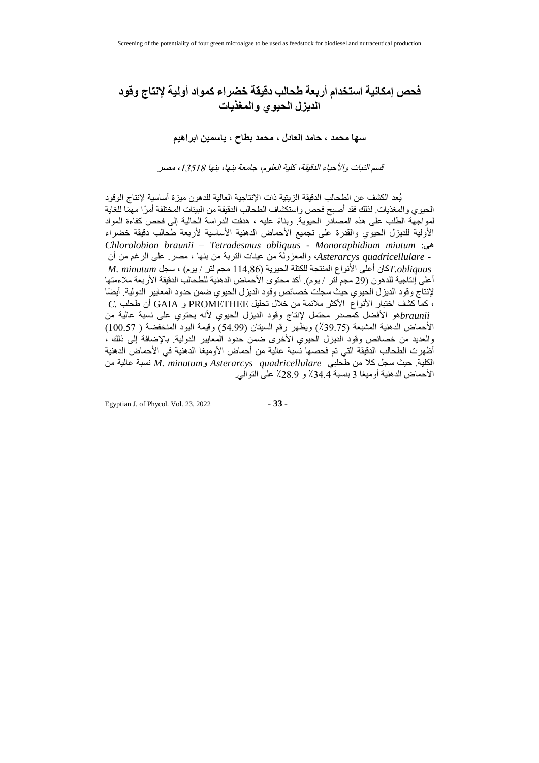# فحص إمكانية استخدام أربعة طحالب دقيقة خضراء كمواد أولية لإنتاج وقود الديزل الحيوي والمغذيات

**سها محمد ، حامد العادل ، محمد بطاح ، ياسمين ابراهيم**

*قسم النبات والأحياء الدقيقة، كلية العلوم، جامعة بنها، بنها 13518، مصر*

يُعد الكشف عن الطحالب الدقيقة الزيتية ذات الإنتاجية العالية للدهون ميزة أساسية لإنتاج الوقود الحيوي والمغذيات. لذلك فقد أصبح فحص واستكشاف الطحالب الدقيقة من البيئات المختلفة أمرًا مهمًا للغاية لمواجهة الطلب على هذه المصادر الحيوية. وبناءً عليه ، هدفت الدراسة الحالية إلى فحص كفاءة المواد الأولية للديزل الحيوي والقدرة على تجميع الأحماض الدهنية الأساسية لأربعة طحالب دقيقة خضراء هي: *Chlorolobion braunii – Tetradesmus obliquus - Monoraphidium miutum - Asterarcys quadricellulare*، والمعزولة من عينات التربة من بنها ، مصر. على الرغم من أن *T.obliquus* كان أعلى الأنواع المنتجة للكتلة الحيوية (114,86 مجم لتر / يوم) ، سجل *M. minutum* أعلى إنتاجية للدهون (29 مجم لتر / يوم). أكد محتوى الأحماض الدهنية للطحالب الدقيقة الأربعة ملاءمتها لإنتاج وقود الديزل الحيوي حيث سجلت خصائص وقود الديزل الحيوي ضمن حدود المعايير الدولية. أيضًا ، كما كشف اختبار الأنواع الأكثر ملائمة من خلال تحليل PROMETHEE و GAIA أن طحلب *C. braunii* هو الأفضل كمصدر محتمل لإنتاج وقود الديزل الحيوي لأنه يحتوي على نسبة عالية من الأحماض الدهنية المشبعة (39.75٪) ويظهر رقم السيتان (54.99) وقيمة اليود المنخفضة ( 100.57) والعديد من خصائص وقود الديزل الحيوي الأخرى ضمن حدود المعايير الدولية. بالإضافة إلى ذلك ، أظهرت الطحالب الدقيقة التي تم فحصها نسبة عالية من أحماض الأوميغا الدهنية في الأحماض الدهنية الكلية. حيث سجل كلا من طحلبي *Asterarcys quadricellulare* و*M. minutum* نسبة عالية من الأحماض الدهنية أوميغا 3 بنسبة 34.4٪ و 28.9٪ على التوالي.